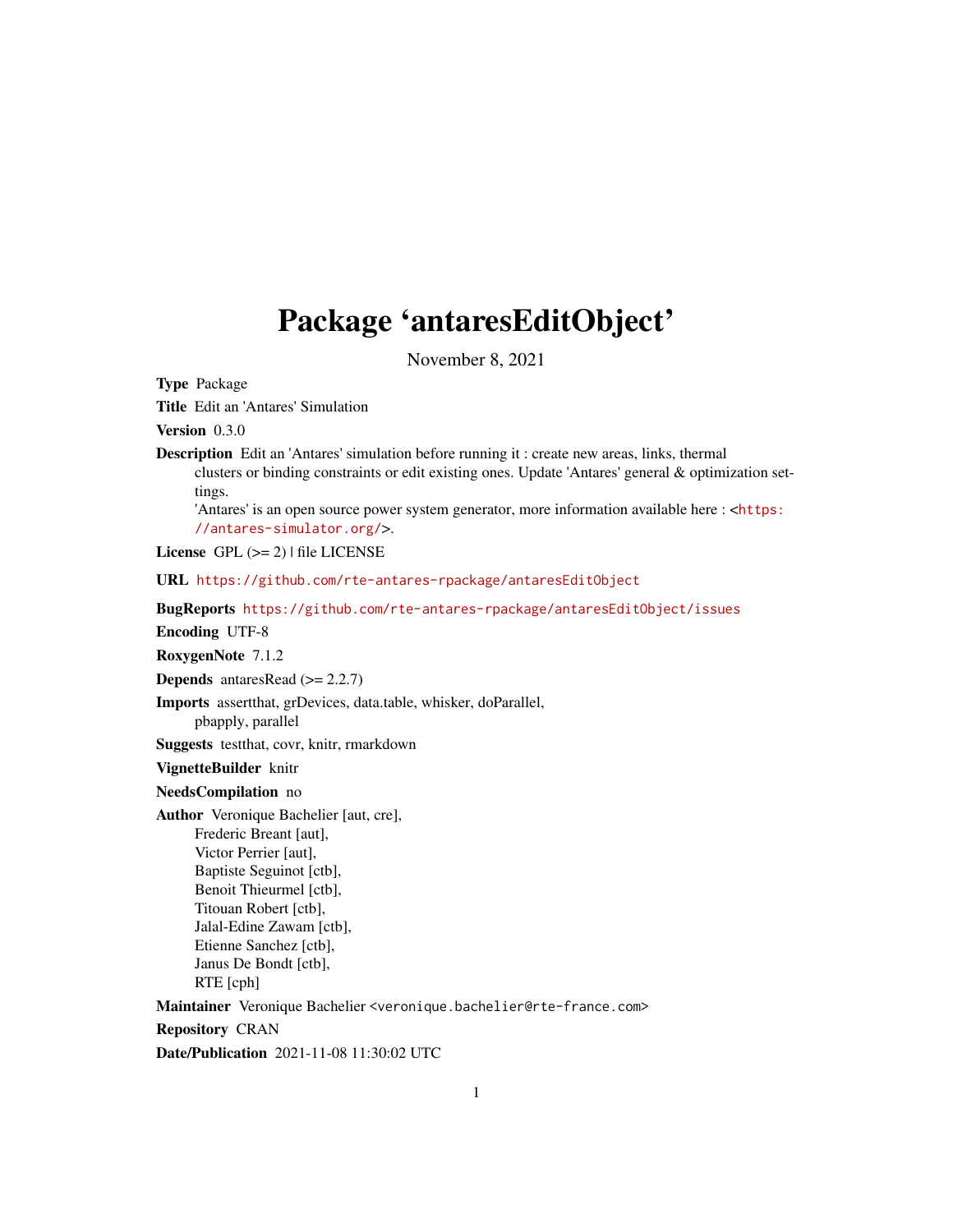# Package 'antaresEditObject'

November 8, 2021

**Type** Package

**Title** Edit an 'Antares' Simulation

**Version** 0.3.0

**Description** Edit an 'Antares' simulation before running it : create new areas, links, thermal clusters or binding constraints or edit existing ones. Update 'Antares' general & optimization settings.
'Antares' is an open source power system generator, more information available here : <https://antares-simulator.org/>.

**License** GPL (>= 2) | file LICENSE

**URL** https://github.com/rte-antares-rpackage/antaresEditObject

**BugReports** https://github.com/rte-antares-rpackage/antaresEditObject/issues

**Encoding** UTF-8

**RoxygenNote** 7.1.2

**Depends** antaresRead (>= 2.2.7)

**Imports** assertthat, grDevices, data.table, whisker, doParallel, pbapply, parallel

**Suggests** testthat, covr, knitr, rmarkdown

**VignetteBuilder** knitr

**NeedsCompilation** no

**Author** Veronique Bachelier [aut, cre],
Frederic Breant [aut],
Victor Perrier [aut],
Baptiste Seguinot [ctb],
Benoit Thieurmel [ctb],
Titouan Robert [ctb],
Jalal-Edine Zawam [ctb],
Etienne Sanchez [ctb],
Janus De Bondt [ctb],
RTE [cph]

**Maintainer** Veronique Bachelier <veronique.bachelier@rte-france.com>

**Repository** CRAN

**Date/Publication** 2021-11-08 11:30:02 UTC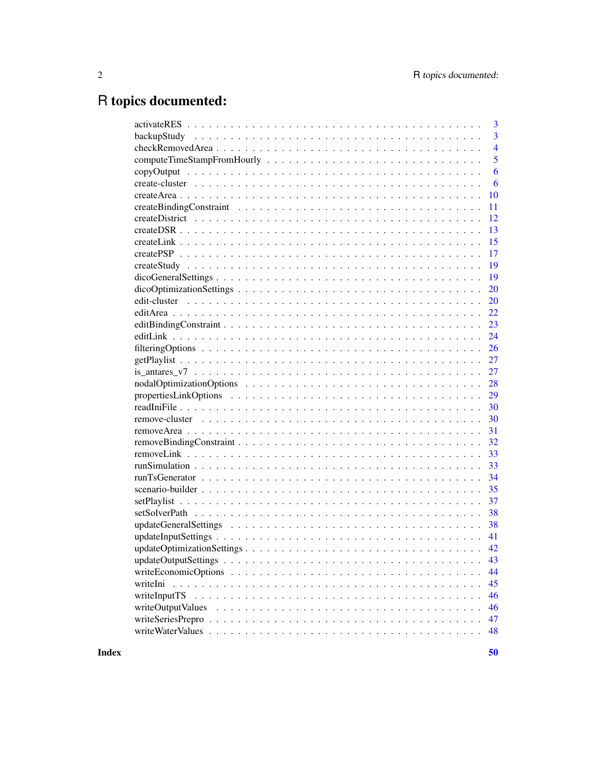# R topics documented:

activateRES . . . . . . . . . . . . . . . . . . . . . . . . . . . . . . . . . . . . . . 3
backupStudy . . . . . . . . . . . . . . . . . . . . . . . . . . . . . . . . . . . . . . 3
checkRemovedArea . . . . . . . . . . . . . . . . . . . . . . . . . . . . . . . . . . . 4
computeTimeStampFromHourly . . . . . . . . . . . . . . . . . . . . . . . . . . . . . 5
copyOutput . . . . . . . . . . . . . . . . . . . . . . . . . . . . . . . . . . . . . . 6
create-cluster . . . . . . . . . . . . . . . . . . . . . . . . . . . . . . . . . . . . 6
createArea . . . . . . . . . . . . . . . . . . . . . . . . . . . . . . . . . . . . . . 10
createBindingConstraint . . . . . . . . . . . . . . . . . . . . . . . . . . . . . . . 11
createDistrict . . . . . . . . . . . . . . . . . . . . . . . . . . . . . . . . . . . . 12
createDSR . . . . . . . . . . . . . . . . . . . . . . . . . . . . . . . . . . . . . . 13
createLink . . . . . . . . . . . . . . . . . . . . . . . . . . . . . . . . . . . . . . 15
createPSP . . . . . . . . . . . . . . . . . . . . . . . . . . . . . . . . . . . . . . 17
createStudy . . . . . . . . . . . . . . . . . . . . . . . . . . . . . . . . . . . . . 19
dicoGeneralSettings . . . . . . . . . . . . . . . . . . . . . . . . . . . . . . . . . 19
dicoOptimizationSettings . . . . . . . . . . . . . . . . . . . . . . . . . . . . . . 20
edit-cluster . . . . . . . . . . . . . . . . . . . . . . . . . . . . . . . . . . . . . 20
editArea . . . . . . . . . . . . . . . . . . . . . . . . . . . . . . . . . . . . . . . 22
editBindingConstraint . . . . . . . . . . . . . . . . . . . . . . . . . . . . . . . . 23
editLink . . . . . . . . . . . . . . . . . . . . . . . . . . . . . . . . . . . . . . . 24
filteringOptions . . . . . . . . . . . . . . . . . . . . . . . . . . . . . . . . . . . 26
getPlaylist . . . . . . . . . . . . . . . . . . . . . . . . . . . . . . . . . . . . . 27
is_antares_v7 . . . . . . . . . . . . . . . . . . . . . . . . . . . . . . . . . . . . 27
nodalOptimizationOptions . . . . . . . . . . . . . . . . . . . . . . . . . . . . . . 28
propertiesLinkOptions . . . . . . . . . . . . . . . . . . . . . . . . . . . . . . . . 29
readIniFile . . . . . . . . . . . . . . . . . . . . . . . . . . . . . . . . . . . . . 30
remove-cluster . . . . . . . . . . . . . . . . . . . . . . . . . . . . . . . . . . . . 30
removeArea . . . . . . . . . . . . . . . . . . . . . . . . . . . . . . . . . . . . . . 31
removeBindingConstraint . . . . . . . . . . . . . . . . . . . . . . . . . . . . . . . 32
removeLink . . . . . . . . . . . . . . . . . . . . . . . . . . . . . . . . . . . . . . 33
runSimulation . . . . . . . . . . . . . . . . . . . . . . . . . . . . . . . . . . . . 33
runTsGenerator . . . . . . . . . . . . . . . . . . . . . . . . . . . . . . . . . . . . 34
scenario-builder . . . . . . . . . . . . . . . . . . . . . . . . . . . . . . . . . . . 35
setPlaylist . . . . . . . . . . . . . . . . . . . . . . . . . . . . . . . . . . . . . 37
setSolverPath . . . . . . . . . . . . . . . . . . . . . . . . . . . . . . . . . . . . 38
updateGeneralSettings . . . . . . . . . . . . . . . . . . . . . . . . . . . . . . . . 38
updateInputSettings . . . . . . . . . . . . . . . . . . . . . . . . . . . . . . . . . 41
updateOptimizationSettings . . . . . . . . . . . . . . . . . . . . . . . . . . . . . 42
updateOutputSettings . . . . . . . . . . . . . . . . . . . . . . . . . . . . . . . . 43
writeEconomicOptions . . . . . . . . . . . . . . . . . . . . . . . . . . . . . . . . 44
writeIni . . . . . . . . . . . . . . . . . . . . . . . . . . . . . . . . . . . . . . . 45
writeInputTS . . . . . . . . . . . . . . . . . . . . . . . . . . . . . . . . . . . . . 46
writeOutputValues . . . . . . . . . . . . . . . . . . . . . . . . . . . . . . . . . . 46
writeSeriesPrepro . . . . . . . . . . . . . . . . . . . . . . . . . . . . . . . . . . 47
writeWaterValues . . . . . . . . . . . . . . . . . . . . . . . . . . . . . . . . . . . 48

**Index** **50**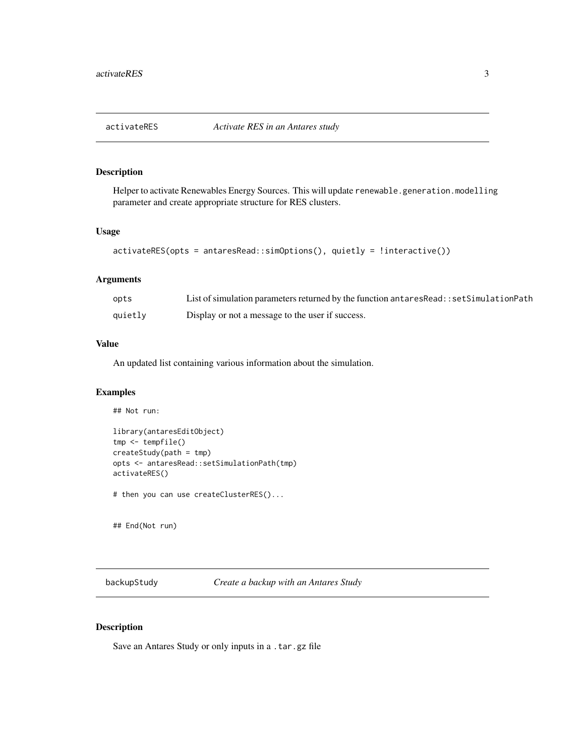## activateRES — *Activate RES in an Antares study*

### Description

Helper to activate Renewables Energy Sources. This will update `renewable.generation.modelling` parameter and create appropriate structure for RES clusters.

### Usage

```
activateRES(opts = antaresRead::simOptions(), quietly = !interactive())
```

### Arguments

| | |
|---|---|
| `opts` | List of simulation parameters returned by the function `antaresRead::setSimulationPath` |
| `quietly` | Display or not a message to the user if success. |

### Value

An updated list containing various information about the simulation.

### Examples

```
## Not run:

library(antaresEditObject)
tmp <- tempfile()
createStudy(path = tmp)
opts <- antaresRead::setSimulationPath(tmp)
activateRES()

# then you can use createClusterRES()...


## End(Not run)
```

## backupStudy — *Create a backup with an Antares Study*

### Description

Save an Antares Study or only inputs in a `.tar.gz` file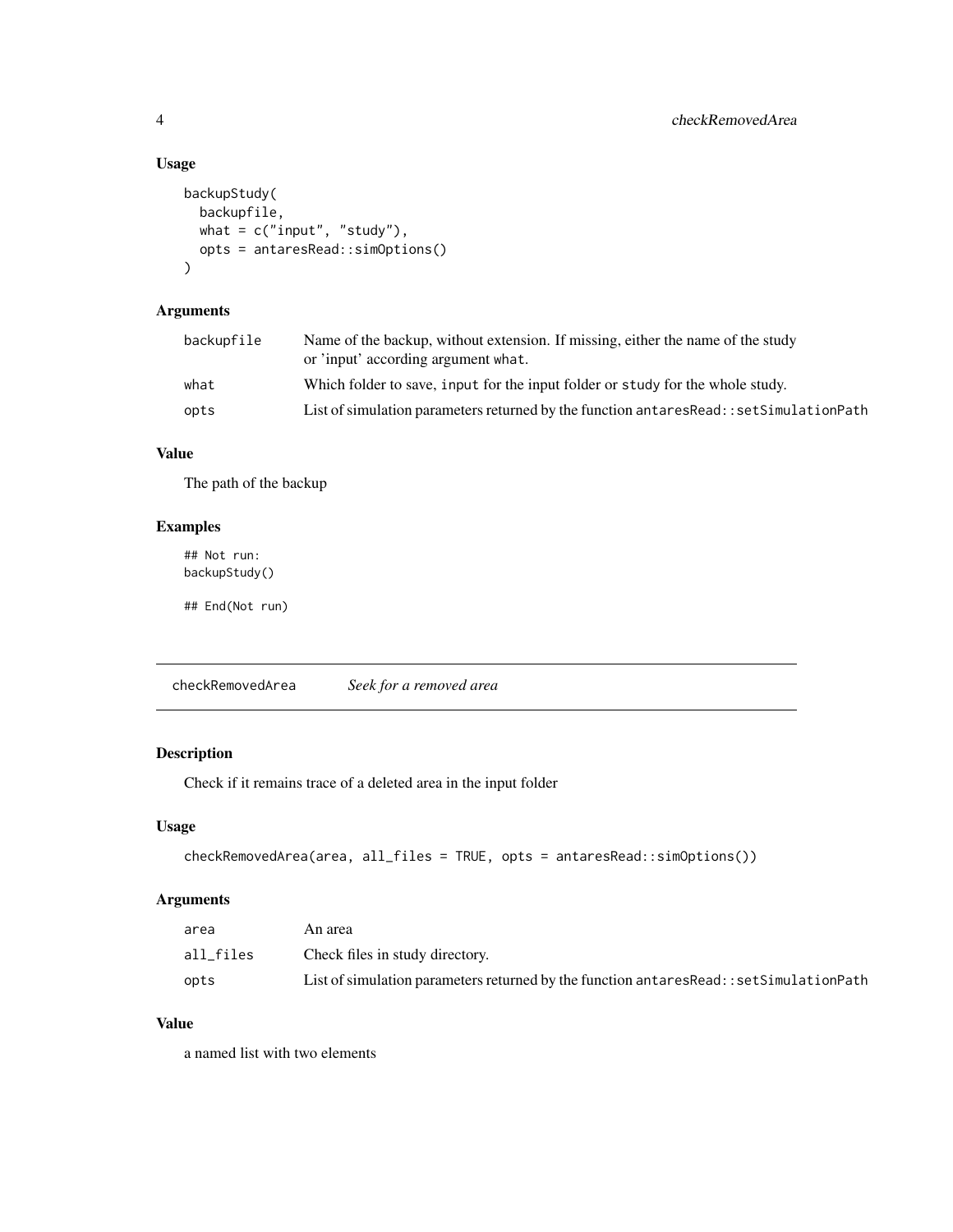### Usage

```
backupStudy(
  backupfile,
  what = c("input", "study"),
  opts = antaresRead::simOptions()
)
```

### Arguments

| | |
|---|---|
| backupfile | Name of the backup, without extension. If missing, either the name of the study or 'input' according argument `what`. |
| what | Which folder to save, `input` for the input folder or `study` for the whole study. |
| opts | List of simulation parameters returned by the function `antaresRead::setSimulationPath` |

### Value

The path of the backup

### Examples

```
## Not run:
backupStudy()

## End(Not run)
```

---

## checkRemovedArea — *Seek for a removed area*

### Description

Check if it remains trace of a deleted area in the input folder

### Usage

```
checkRemovedArea(area, all_files = TRUE, opts = antaresRead::simOptions())
```

### Arguments

| | |
|---|---|
| area | An area |
| all_files | Check files in study directory. |
| opts | List of simulation parameters returned by the function `antaresRead::setSimulationPath` |

### Value

a named list with two elements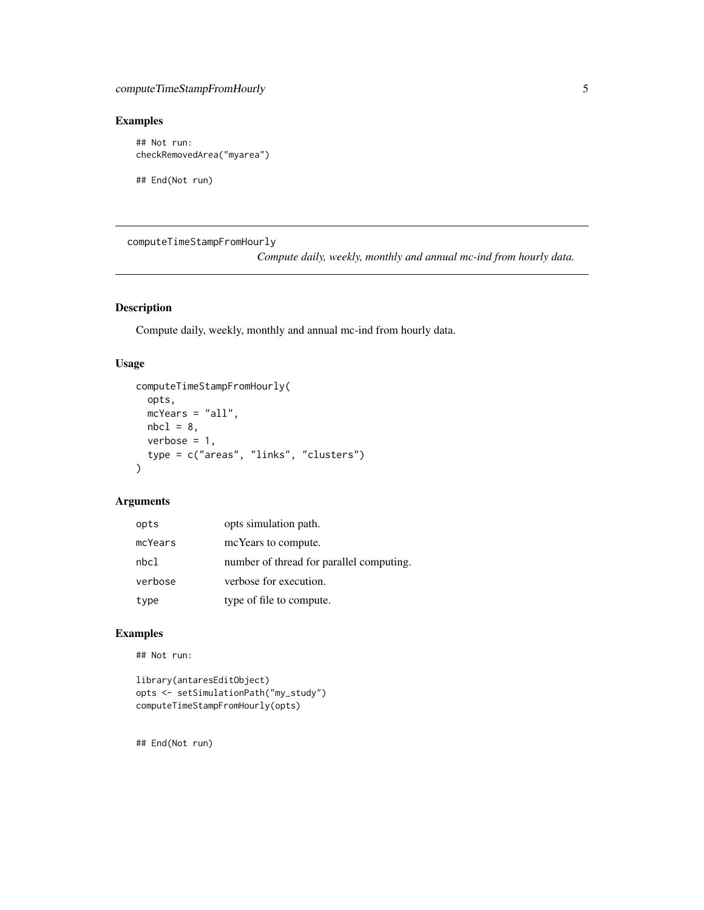## Examples

```
## Not run:
checkRemovedArea("myarea")

## End(Not run)
```

---

# computeTimeStampFromHourly

*Compute daily, weekly, monthly and annual mc-ind from hourly data.*

---

## Description

Compute daily, weekly, monthly and annual mc-ind from hourly data.

## Usage

```
computeTimeStampFromHourly(
  opts,
  mcYears = "all",
  nbcl = 8,
  verbose = 1,
  type = c("areas", "links", "clusters")
)
```

## Arguments

| | |
|---|---|
| `opts` | opts simulation path. |
| `mcYears` | mcYears to compute. |
| `nbcl` | number of thread for parallel computing. |
| `verbose` | verbose for execution. |
| `type` | type of file to compute. |

## Examples

```
## Not run:

library(antaresEditObject)
opts <- setSimulationPath("my_study")
computeTimeStampFromHourly(opts)


## End(Not run)
```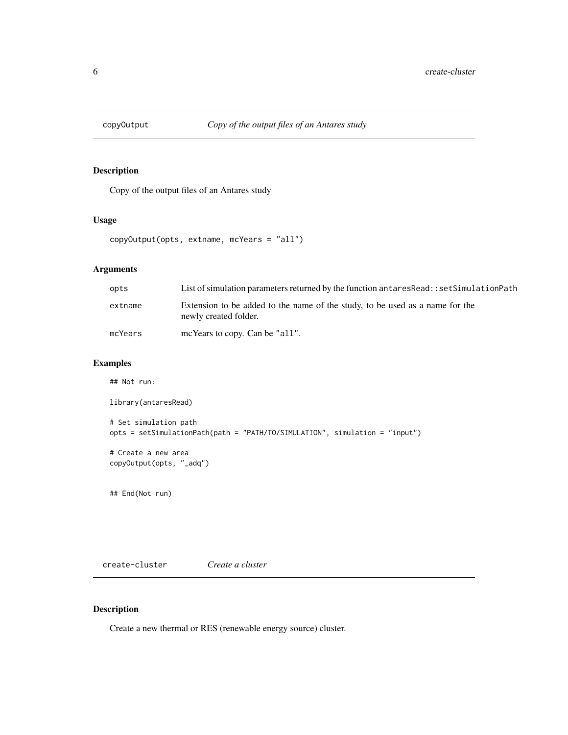## copyOutput — *Copy of the output files of an Antares study*

### Description

Copy of the output files of an Antares study

### Usage

```
copyOutput(opts, extname, mcYears = "all")
```

### Arguments

| | |
|---|---|
| opts | List of simulation parameters returned by the function `antaresRead::setSimulationPath` |
| extname | Extension to be added to the name of the study, to be used as a name for the newly created folder. |
| mcYears | mcYears to copy. Can be `"all"`. |

### Examples

```
## Not run:

library(antaresRead)

# Set simulation path
opts = setSimulationPath(path = "PATH/TO/SIMULATION", simulation = "input")

# Create a new area
copyOutput(opts, "_adq")


## End(Not run)
```

## create-cluster — *Create a cluster*

### Description

Create a new thermal or RES (renewable energy source) cluster.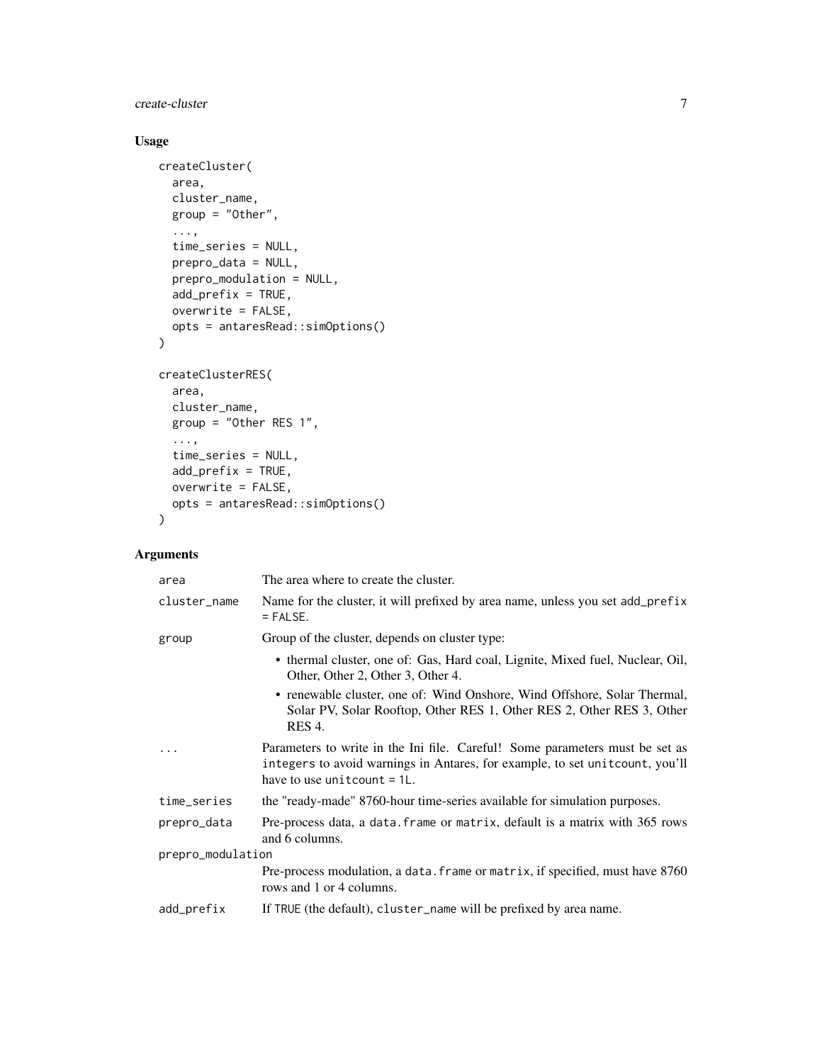## Usage

```
createCluster(
  area,
  cluster_name,
  group = "Other",
  ...,
  time_series = NULL,
  prepro_data = NULL,
  prepro_modulation = NULL,
  add_prefix = TRUE,
  overwrite = FALSE,
  opts = antaresRead::simOptions()
)

createClusterRES(
  area,
  cluster_name,
  group = "Other RES 1",
  ...,
  time_series = NULL,
  add_prefix = TRUE,
  overwrite = FALSE,
  opts = antaresRead::simOptions()
)
```

## Arguments

| | |
|---|---|
| `area` | The area where to create the cluster. |
| `cluster_name` | Name for the cluster, it will prefixed by area name, unless you set `add_prefix = FALSE`. |
| `group` | Group of the cluster, depends on cluster type:<br>• thermal cluster, one of: Gas, Hard coal, Lignite, Mixed fuel, Nuclear, Oil, Other, Other 2, Other 3, Other 4.<br>• renewable cluster, one of: Wind Onshore, Wind Offshore, Solar Thermal, Solar PV, Solar Rooftop, Other RES 1, Other RES 2, Other RES 3, Other RES 4. |
| `...` | Parameters to write in the Ini file. Careful! Some parameters must be set as `integers` to avoid warnings in Antares, for example, to set `unitcount`, you'll have to use `unitcount = 1L`. |
| `time_series` | the "ready-made" 8760-hour time-series available for simulation purposes. |
| `prepro_data` | Pre-process data, a `data.frame` or `matrix`, default is a matrix with 365 rows and 6 columns. |
| `prepro_modulation` | Pre-process modulation, a `data.frame` or `matrix`, if specified, must have 8760 rows and 1 or 4 columns. |
| `add_prefix` | If `TRUE` (the default), `cluster_name` will be prefixed by area name. |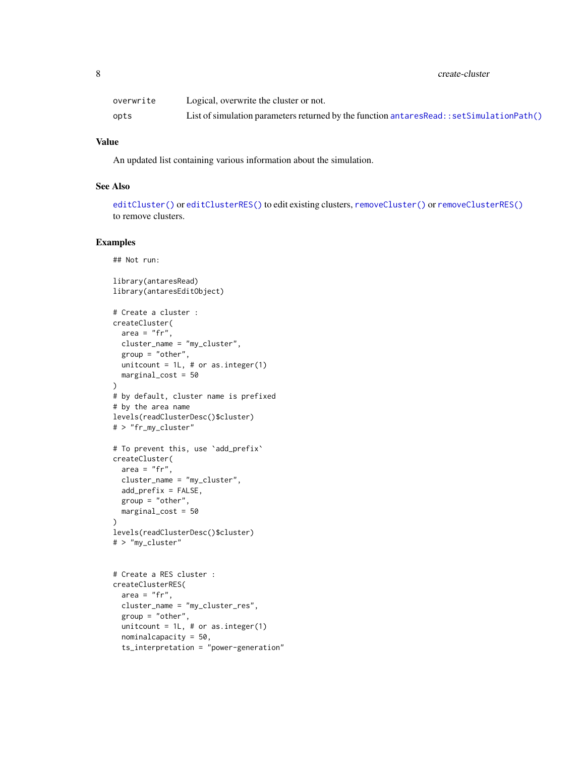| | |
|---|---|
| overwrite | Logical, overwrite the cluster or not. |
| opts | List of simulation parameters returned by the function antaresRead::setSimulationPath() |

### Value

An updated list containing various information about the simulation.

### See Also

editCluster() or editClusterRES() to edit existing clusters, removeCluster() or removeClusterRES() to remove clusters.

### Examples

```
## Not run:

library(antaresRead)
library(antaresEditObject)

# Create a cluster :
createCluster(
  area = "fr",
  cluster_name = "my_cluster",
  group = "other",
  unitcount = 1L, # or as.integer(1)
  marginal_cost = 50
)
# by default, cluster name is prefixed
# by the area name
levels(readClusterDesc()$cluster)
# > "fr_my_cluster"

# To prevent this, use `add_prefix`
createCluster(
  area = "fr",
  cluster_name = "my_cluster",
  add_prefix = FALSE,
  group = "other",
  marginal_cost = 50
)
levels(readClusterDesc()$cluster)
# > "my_cluster"


# Create a RES cluster :
createClusterRES(
  area = "fr",
  cluster_name = "my_cluster_res",
  group = "other",
  unitcount = 1L, # or as.integer(1)
  nominalcapacity = 50,
  ts_interpretation = "power-generation"
```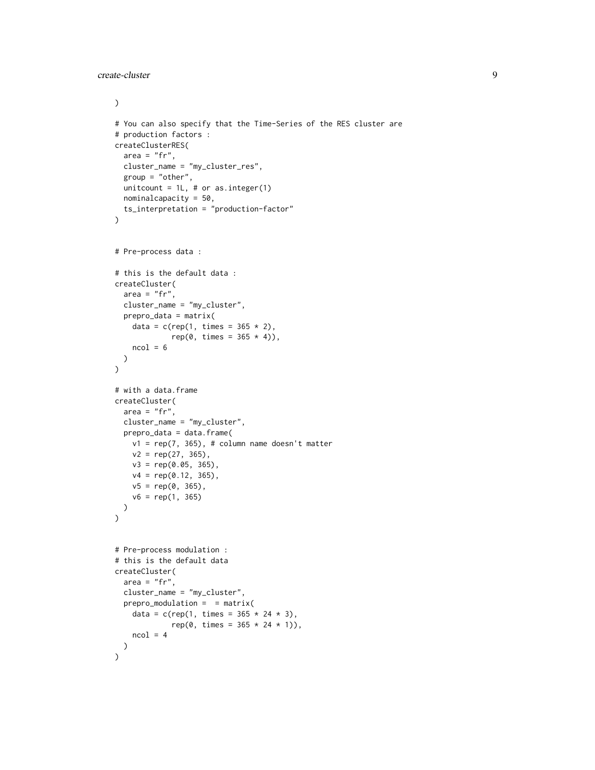```
)

# You can also specify that the Time-Series of the RES cluster are
# production factors :
createClusterRES(
  area = "fr",
  cluster_name = "my_cluster_res",
  group = "other",
  unitcount = 1L, # or as.integer(1)
  nominalcapacity = 50,
  ts_interpretation = "production-factor"
)


# Pre-process data :

# this is the default data :
createCluster(
  area = "fr",
  cluster_name = "my_cluster",
  prepro_data = matrix(
    data = c(rep(1, times = 365 * 2),
             rep(0, times = 365 * 4)),
    ncol = 6
  )
)

# with a data.frame
createCluster(
  area = "fr",
  cluster_name = "my_cluster",
  prepro_data = data.frame(
    v1 = rep(7, 365), # column name doesn't matter
    v2 = rep(27, 365),
    v3 = rep(0.05, 365),
    v4 = rep(0.12, 365),
    v5 = rep(0, 365),
    v6 = rep(1, 365)
  )
)


# Pre-process modulation :
# this is the default data
createCluster(
  area = "fr",
  cluster_name = "my_cluster",
  prepro_modulation =  = matrix(
    data = c(rep(1, times = 365 * 24 * 3),
             rep(0, times = 365 * 24 * 1)),
    ncol = 4
  )
)
```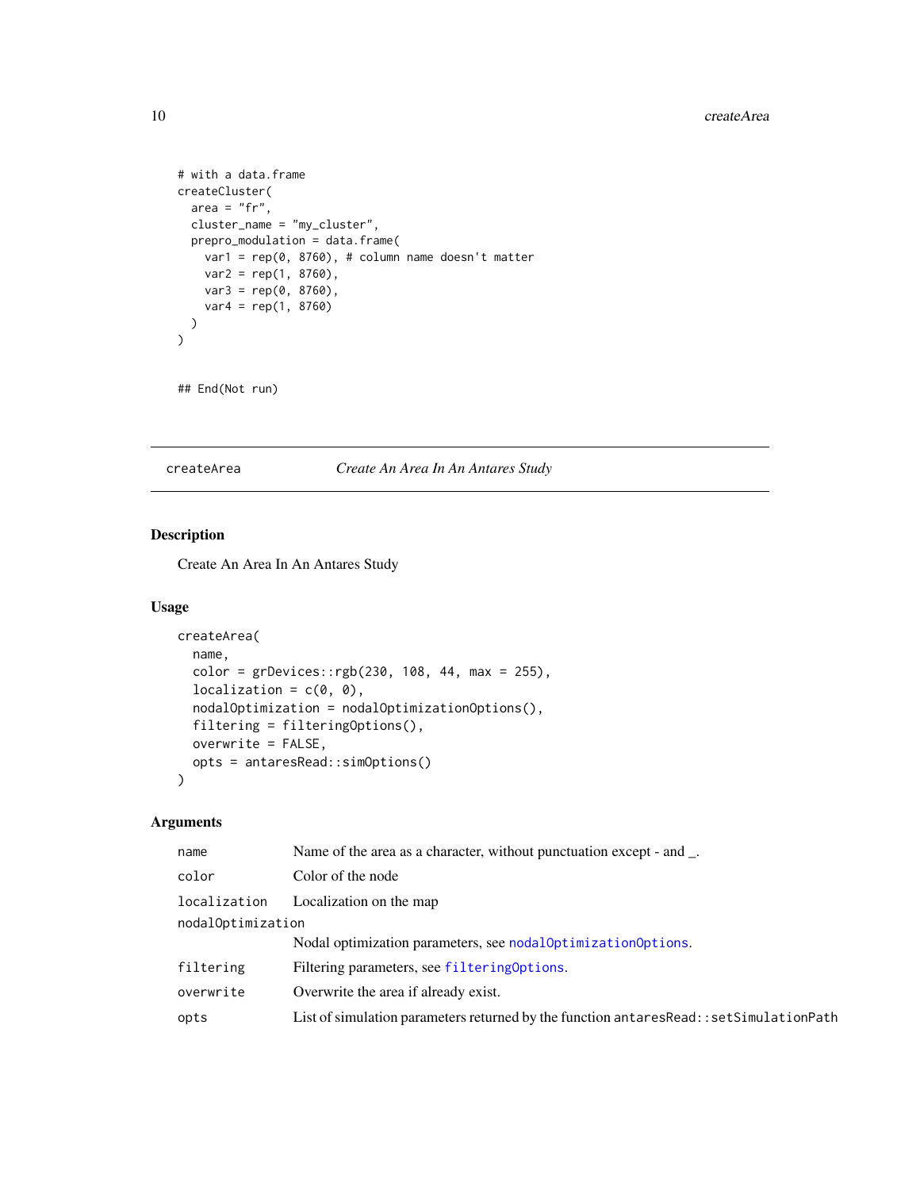```
# with a data.frame
createCluster(
  area = "fr",
  cluster_name = "my_cluster",
  prepro_modulation = data.frame(
    var1 = rep(0, 8760), # column name doesn't matter
    var2 = rep(1, 8760),
    var3 = rep(0, 8760),
    var4 = rep(1, 8760)
  )
)


## End(Not run)
```

---

## createArea — *Create An Area In An Antares Study*

---

### Description

Create An Area In An Antares Study

### Usage

```
createArea(
  name,
  color = grDevices::rgb(230, 108, 44, max = 255),
  localization = c(0, 0),
  nodalOptimization = nodalOptimizationOptions(),
  filtering = filteringOptions(),
  overwrite = FALSE,
  opts = antaresRead::simOptions()
)
```

### Arguments

| | |
|---|---|
| `name` | Name of the area as a character, without punctuation except - and _. |
| `color` | Color of the node |
| `localization` | Localization on the map |
| `nodalOptimization` | Nodal optimization parameters, see `nodalOptimizationOptions`. |
| `filtering` | Filtering parameters, see `filteringOptions`. |
| `overwrite` | Overwrite the area if already exist. |
| `opts` | List of simulation parameters returned by the function `antaresRead::setSimulationPath` |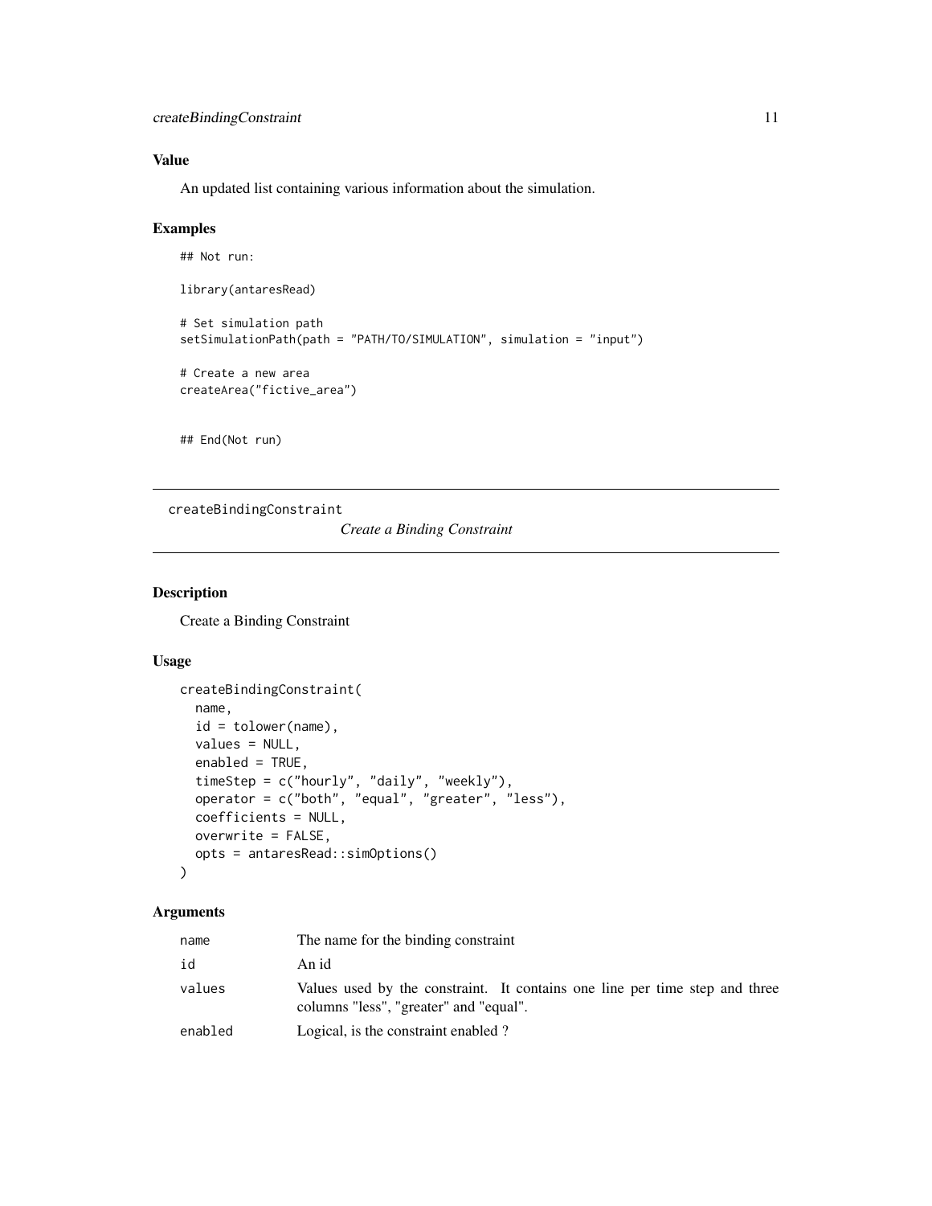### Value

An updated list containing various information about the simulation.

### Examples

```
## Not run:

library(antaresRead)

# Set simulation path
setSimulationPath(path = "PATH/TO/SIMULATION", simulation = "input")

# Create a new area
createArea("fictive_area")


## End(Not run)
```

---

## createBindingConstraint

*Create a Binding Constraint*

---

### Description

Create a Binding Constraint

### Usage

```
createBindingConstraint(
  name,
  id = tolower(name),
  values = NULL,
  enabled = TRUE,
  timeStep = c("hourly", "daily", "weekly"),
  operator = c("both", "equal", "greater", "less"),
  coefficients = NULL,
  overwrite = FALSE,
  opts = antaresRead::simOptions()
)
```

### Arguments

| | |
|---|---|
| `name` | The name for the binding constraint |
| `id` | An id |
| `values` | Values used by the constraint. It contains one line per time step and three columns "less", "greater" and "equal". |
| `enabled` | Logical, is the constraint enabled ? |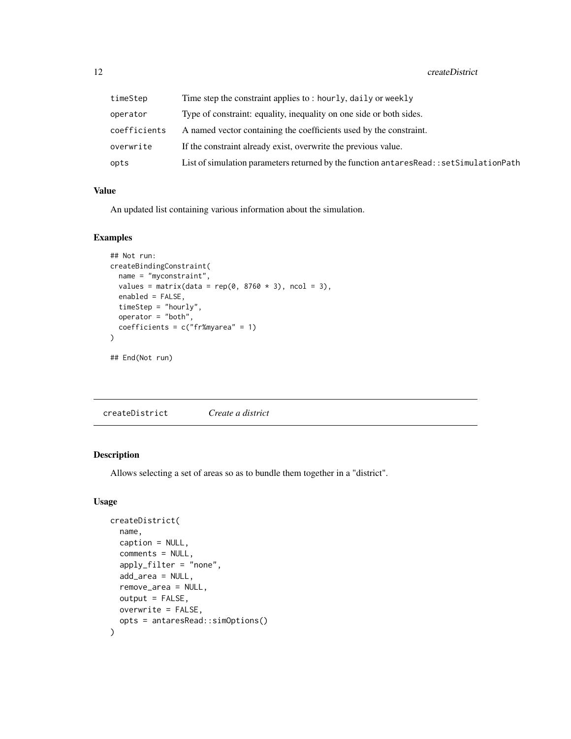| | |
|---|---|
| timeStep | Time step the constraint applies to : hourly, daily or weekly |
| operator | Type of constraint: equality, inequality on one side or both sides. |
| coefficients | A named vector containing the coefficients used by the constraint. |
| overwrite | If the constraint already exist, overwrite the previous value. |
| opts | List of simulation parameters returned by the function antaresRead::setSimulationPath |

### Value

An updated list containing various information about the simulation.

### Examples

```
## Not run:
createBindingConstraint(
  name = "myconstraint",
  values = matrix(data = rep(0, 8760 * 3), ncol = 3),
  enabled = FALSE,
  timeStep = "hourly",
  operator = "both",
  coefficients = c("fr%myarea" = 1)
)

## End(Not run)
```

---

## createDistrict *Create a district*

### Description

Allows selecting a set of areas so as to bundle them together in a "district".

### Usage

```
createDistrict(
  name,
  caption = NULL,
  comments = NULL,
  apply_filter = "none",
  add_area = NULL,
  remove_area = NULL,
  output = FALSE,
  overwrite = FALSE,
  opts = antaresRead::simOptions()
)
```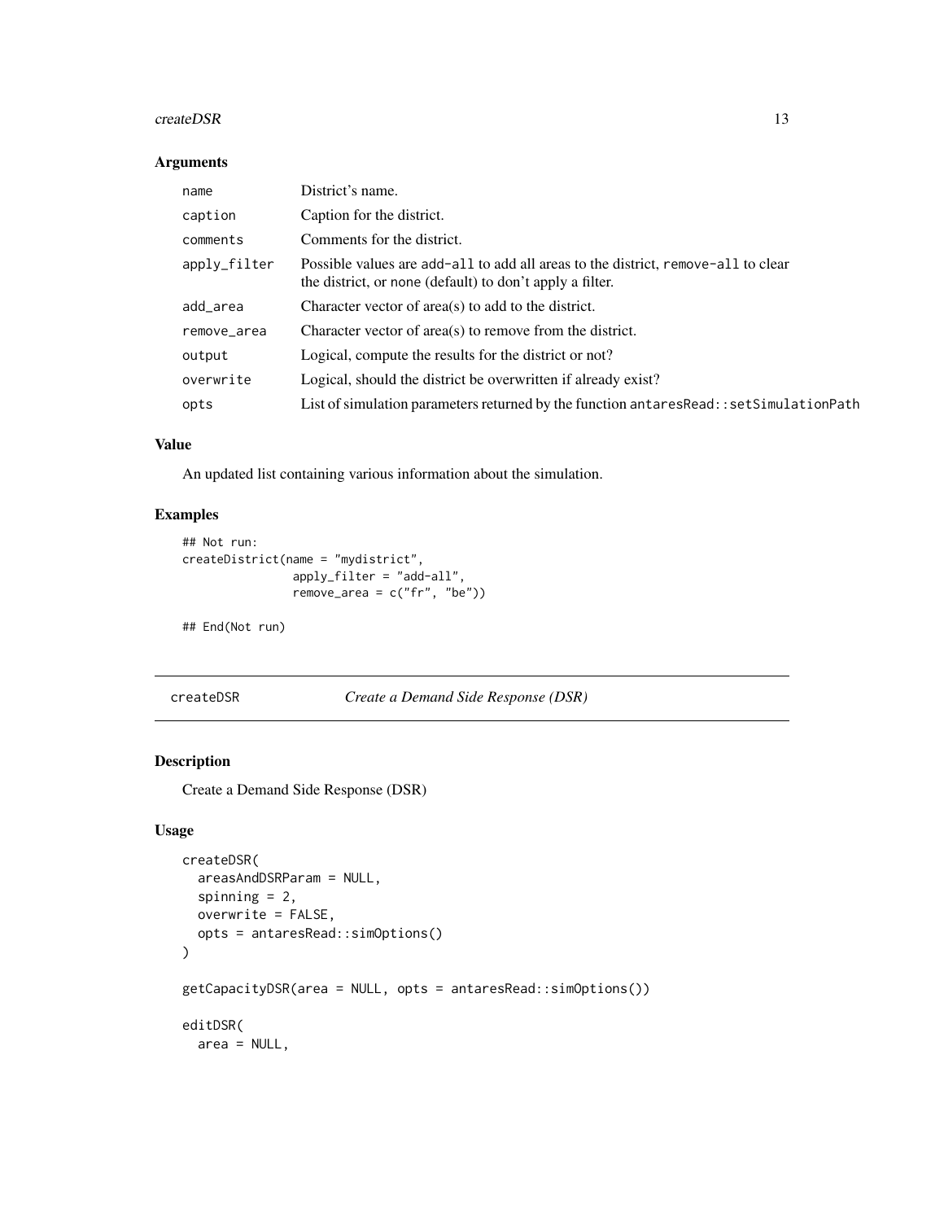### Arguments

| | |
|---|---|
| name | District's name. |
| caption | Caption for the district. |
| comments | Comments for the district. |
| apply_filter | Possible values are add-all to add all areas to the district, remove-all to clear the district, or none (default) to don't apply a filter. |
| add_area | Character vector of area(s) to add to the district. |
| remove_area | Character vector of area(s) to remove from the district. |
| output | Logical, compute the results for the district or not? |
| overwrite | Logical, should the district be overwritten if already exist? |
| opts | List of simulation parameters returned by the function antaresRead::setSimulationPath |

### Value

An updated list containing various information about the simulation.

### Examples

```
## Not run:
createDistrict(name = "mydistrict",
               apply_filter = "add-all",
               remove_area = c("fr", "be"))

## End(Not run)
```

---

## createDSR — *Create a Demand Side Response (DSR)*

---

### Description

Create a Demand Side Response (DSR)

### Usage

```
createDSR(
  areasAndDSRParam = NULL,
  spinning = 2,
  overwrite = FALSE,
  opts = antaresRead::simOptions()
)

getCapacityDSR(area = NULL, opts = antaresRead::simOptions())

editDSR(
  area = NULL,
```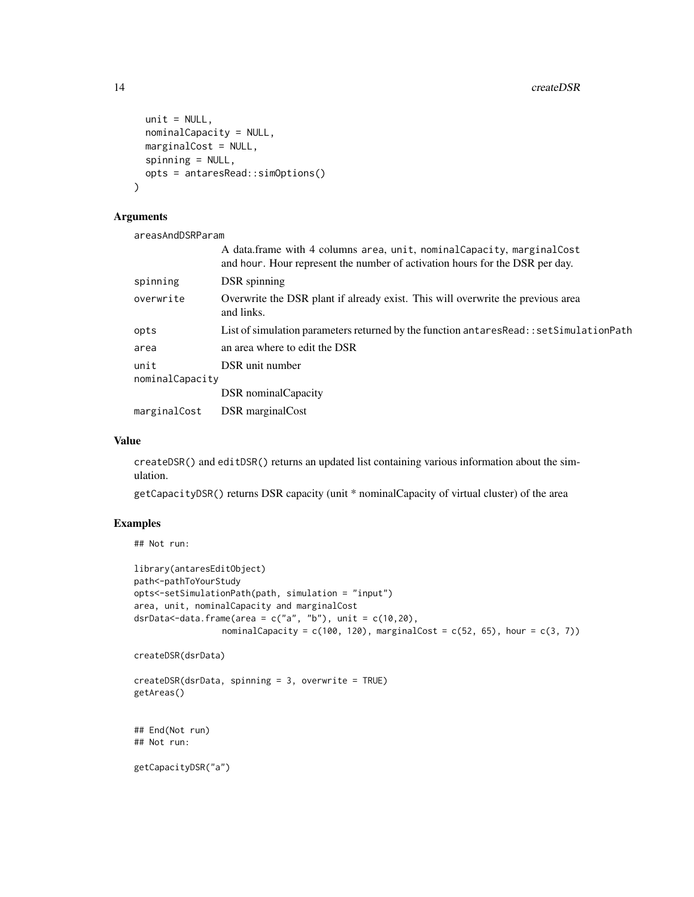```
  unit = NULL,
  nominalCapacity = NULL,
  marginalCost = NULL,
  spinning = NULL,
  opts = antaresRead::simOptions()
)
```

## Arguments

| | |
|---|---|
| `areasAndDSRParam` | A data.frame with 4 columns area, unit, nominalCapacity, marginalCost and hour. Hour represent the number of activation hours for the DSR per day. |
| `spinning` | DSR spinning |
| `overwrite` | Overwrite the DSR plant if already exist. This will overwrite the previous area and links. |
| `opts` | List of simulation parameters returned by the function `antaresRead::setSimulationPath` |
| `area` | an area where to edit the DSR |
| `unit` | DSR unit number |
| `nominalCapacity` | DSR nominalCapacity |
| `marginalCost` | DSR marginalCost |

## Value

`createDSR()` and `editDSR()` returns an updated list containing various information about the simulation.

`getCapacityDSR()` returns DSR capacity (unit * nominalCapacity of virtual cluster) of the area

## Examples

```
## Not run:

library(antaresEditObject)
path<-pathToYourStudy
opts<-setSimulationPath(path, simulation = "input")
area, unit, nominalCapacity and marginalCost
dsrData<-data.frame(area = c("a", "b"), unit = c(10,20),
                nominalCapacity = c(100, 120), marginalCost = c(52, 65), hour = c(3, 7))

createDSR(dsrData)

createDSR(dsrData, spinning = 3, overwrite = TRUE)
getAreas()


## End(Not run)
## Not run:

getCapacityDSR("a")
```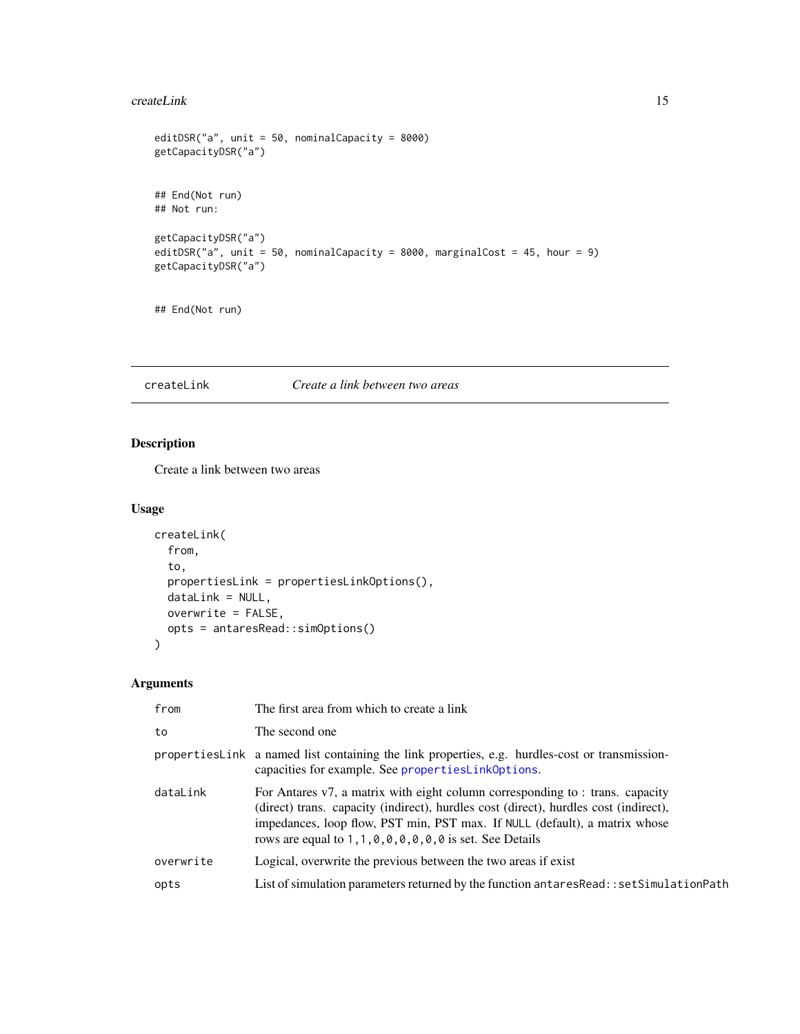```
editDSR("a", unit = 50, nominalCapacity = 8000)
getCapacityDSR("a")


## End(Not run)
## Not run:

getCapacityDSR("a")
editDSR("a", unit = 50, nominalCapacity = 8000, marginalCost = 45, hour = 9)
getCapacityDSR("a")


## End(Not run)
```

## createLink — *Create a link between two areas*

### Description

Create a link between two areas

### Usage

```
createLink(
  from,
  to,
  propertiesLink = propertiesLinkOptions(),
  dataLink = NULL,
  overwrite = FALSE,
  opts = antaresRead::simOptions()
)
```

### Arguments

| Argument | Description |
|---|---|
| from | The first area from which to create a link |
| to | The second one |
| propertiesLink | a named list containing the link properties, e.g. hurdles-cost or transmission-capacities for example. See propertiesLinkOptions. |
| dataLink | For Antares v7, a matrix with eight column corresponding to : trans. capacity (direct) trans. capacity (indirect), hurdles cost (direct), hurdles cost (indirect), impedances, loop flow, PST min, PST max. If NULL (default), a matrix whose rows are equal to 1,1,0,0,0,0,0,0 is set. See Details |
| overwrite | Logical, overwrite the previous between the two areas if exist |
| opts | List of simulation parameters returned by the function antaresRead::setSimulationPath |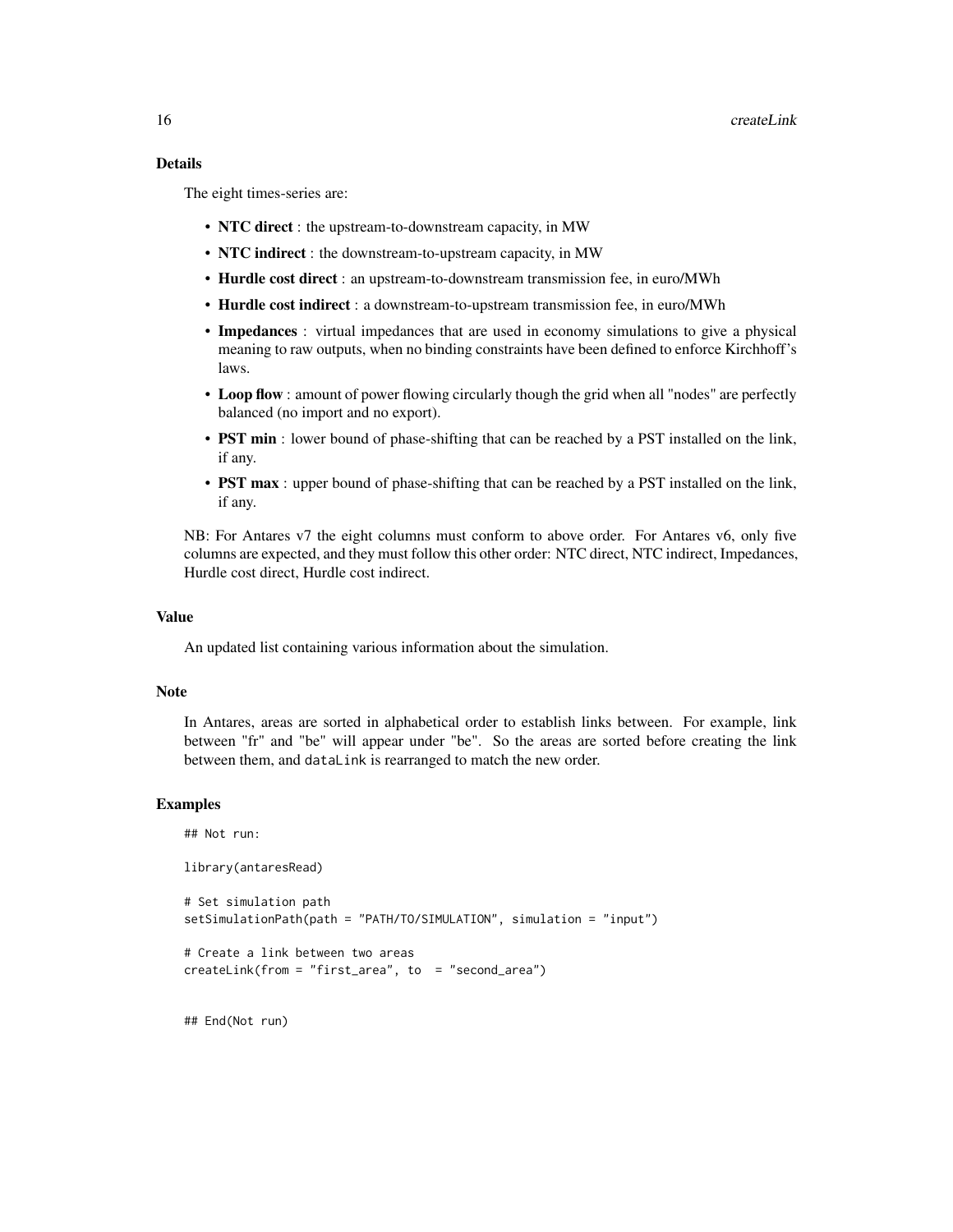### Details

The eight times-series are:

- **NTC direct** : the upstream-to-downstream capacity, in MW
- **NTC indirect** : the downstream-to-upstream capacity, in MW
- **Hurdle cost direct** : an upstream-to-downstream transmission fee, in euro/MWh
- **Hurdle cost indirect** : a downstream-to-upstream transmission fee, in euro/MWh
- **Impedances** : virtual impedances that are used in economy simulations to give a physical meaning to raw outputs, when no binding constraints have been defined to enforce Kirchhoff's laws.
- **Loop flow** : amount of power flowing circularly though the grid when all "nodes" are perfectly balanced (no import and no export).
- **PST min** : lower bound of phase-shifting that can be reached by a PST installed on the link, if any.
- **PST max** : upper bound of phase-shifting that can be reached by a PST installed on the link, if any.

NB: For Antares v7 the eight columns must conform to above order. For Antares v6, only five columns are expected, and they must follow this other order: NTC direct, NTC indirect, Impedances, Hurdle cost direct, Hurdle cost indirect.

### Value

An updated list containing various information about the simulation.

### Note

In Antares, areas are sorted in alphabetical order to establish links between. For example, link between "fr" and "be" will appear under "be". So the areas are sorted before creating the link between them, and `dataLink` is rearranged to match the new order.

### Examples

```
## Not run:

library(antaresRead)

# Set simulation path
setSimulationPath(path = "PATH/TO/SIMULATION", simulation = "input")

# Create a link between two areas
createLink(from = "first_area", to  = "second_area")


## End(Not run)
```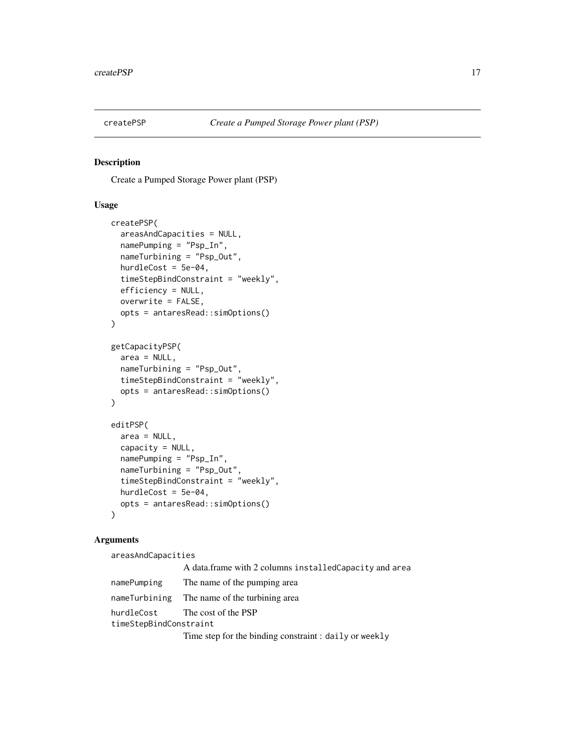## createPSP *Create a Pumped Storage Power plant (PSP)*

### Description

Create a Pumped Storage Power plant (PSP)

### Usage

```
createPSP(
  areasAndCapacities = NULL,
  namePumping = "Psp_In",
  nameTurbining = "Psp_Out",
  hurdleCost = 5e-04,
  timeStepBindConstraint = "weekly",
  efficiency = NULL,
  overwrite = FALSE,
  opts = antaresRead::simOptions()
)

getCapacityPSP(
  area = NULL,
  nameTurbining = "Psp_Out",
  timeStepBindConstraint = "weekly",
  opts = antaresRead::simOptions()
)

editPSP(
  area = NULL,
  capacity = NULL,
  namePumping = "Psp_In",
  nameTurbining = "Psp_Out",
  timeStepBindConstraint = "weekly",
  hurdleCost = 5e-04,
  opts = antaresRead::simOptions()
)
```

### Arguments

- `areasAndCapacities` — A data.frame with 2 columns `installedCapacity` and `area`
- `namePumping` — The name of the pumping area
- `nameTurbining` — The name of the turbining area
- `hurdleCost` — The cost of the PSP
- `timeStepBindConstraint` — Time step for the binding constraint : `daily` or `weekly`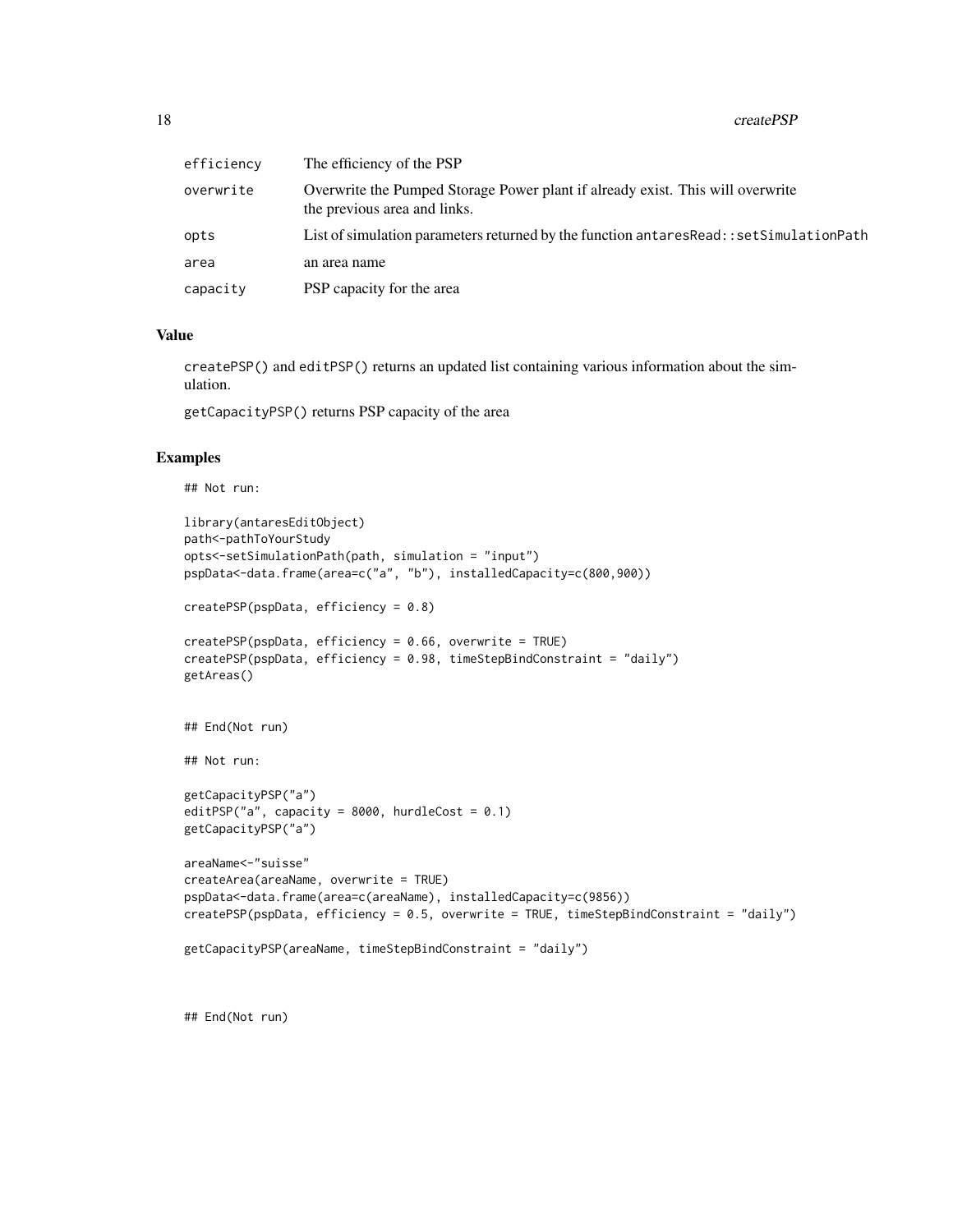| | |
|---|---|
| efficiency | The efficiency of the PSP |
| overwrite | Overwrite the Pumped Storage Power plant if already exist. This will overwrite the previous area and links. |
| opts | List of simulation parameters returned by the function antaresRead::setSimulationPath |
| area | an area name |
| capacity | PSP capacity for the area |

## Value

createPSP() and editPSP() returns an updated list containing various information about the simulation.

getCapacityPSP() returns PSP capacity of the area

## Examples

```
## Not run:

library(antaresEditObject)
path<-pathToYourStudy
opts<-setSimulationPath(path, simulation = "input")
pspData<-data.frame(area=c("a", "b"), installedCapacity=c(800,900))

createPSP(pspData, efficiency = 0.8)

createPSP(pspData, efficiency = 0.66, overwrite = TRUE)
createPSP(pspData, efficiency = 0.98, timeStepBindConstraint = "daily")
getAreas()


## End(Not run)

## Not run:

getCapacityPSP("a")
editPSP("a", capacity = 8000, hurdleCost = 0.1)
getCapacityPSP("a")

areaName<-"suisse"
createArea(areaName, overwrite = TRUE)
pspData<-data.frame(area=c(areaName), installedCapacity=c(9856))
createPSP(pspData, efficiency = 0.5, overwrite = TRUE, timeStepBindConstraint = "daily")

getCapacityPSP(areaName, timeStepBindConstraint = "daily")



## End(Not run)
```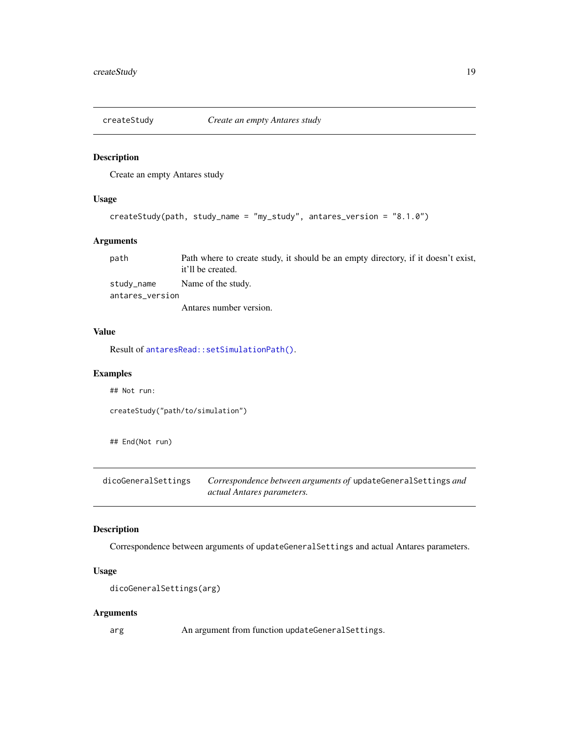## createStudy — *Create an empty Antares study*

### Description

Create an empty Antares study

### Usage

```
createStudy(path, study_name = "my_study", antares_version = "8.1.0")
```

### Arguments

| Argument | Description |
|---|---|
| `path` | Path where to create study, it should be an empty directory, if it doesn't exist, it'll be created. |
| `study_name` | Name of the study. |
| `antares_version` | Antares number version. |

### Value

Result of `antaresRead::setSimulationPath()`.

### Examples

```
## Not run:

createStudy("path/to/simulation")


## End(Not run)
```

## dicoGeneralSettings — *Correspondence between arguments of* `updateGeneralSettings` *and actual Antares parameters.*

### Description

Correspondence between arguments of `updateGeneralSettings` and actual Antares parameters.

### Usage

```
dicoGeneralSettings(arg)
```

### Arguments

| Argument | Description |
|---|---|
| `arg` | An argument from function `updateGeneralSettings`. |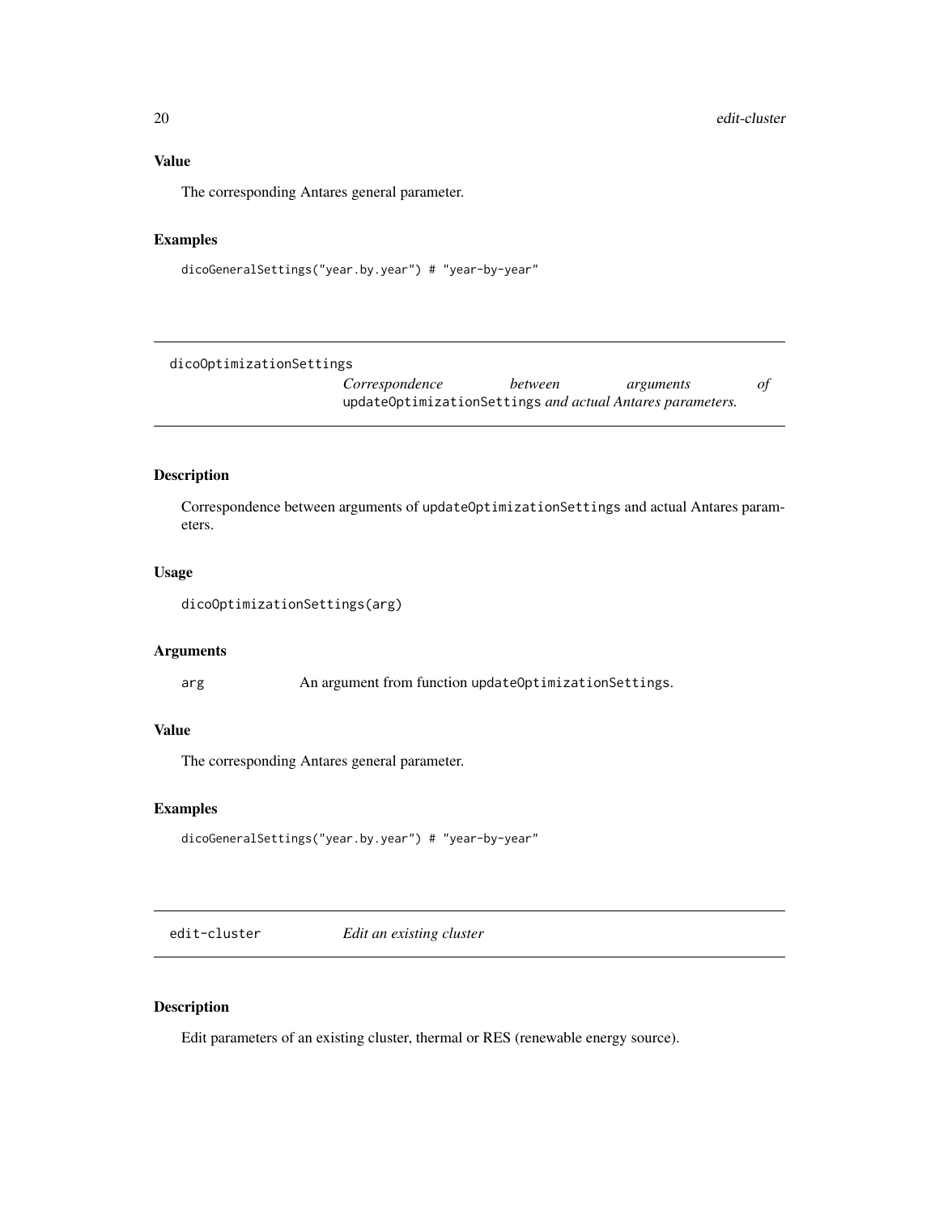## Value

The corresponding Antares general parameter.

## Examples

```
dicoGeneralSettings("year.by.year") # "year-by-year"
```

---

`dicoOptimizationSettings` *Correspondence between arguments of* `updateOptimizationSettings` *and actual Antares parameters.*

---

## Description

Correspondence between arguments of `updateOptimizationSettings` and actual Antares parameters.

## Usage

```
dicoOptimizationSettings(arg)
```

## Arguments

| | |
|---|---|
| `arg` | An argument from function `updateOptimizationSettings`. |

## Value

The corresponding Antares general parameter.

## Examples

```
dicoGeneralSettings("year.by.year") # "year-by-year"
```

---

`edit-cluster` *Edit an existing cluster*

---

## Description

Edit parameters of an existing cluster, thermal or RES (renewable energy source).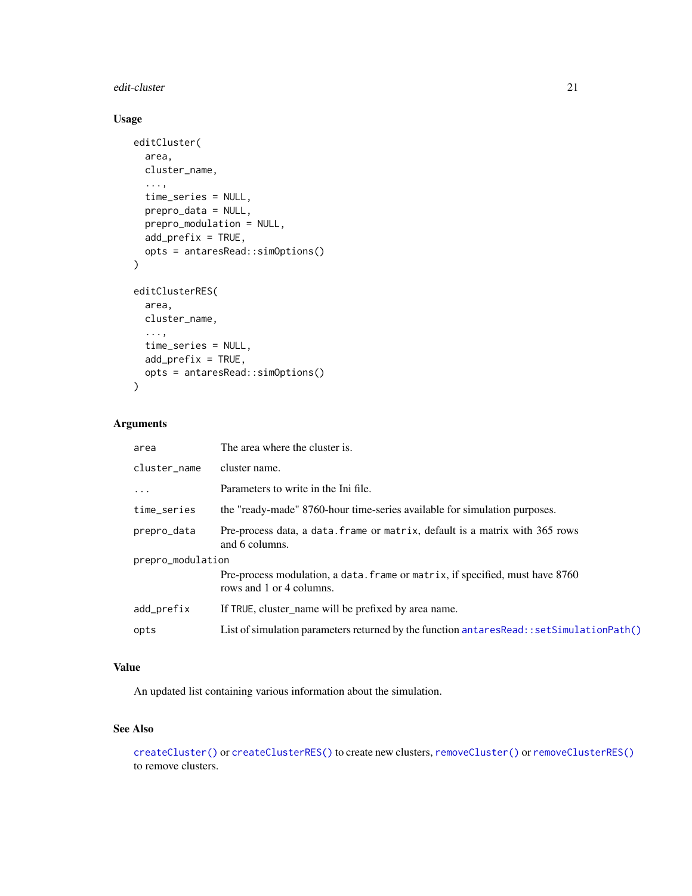## Usage

```
editCluster(
  area,
  cluster_name,
  ...,
  time_series = NULL,
  prepro_data = NULL,
  prepro_modulation = NULL,
  add_prefix = TRUE,
  opts = antaresRead::simOptions()
)

editClusterRES(
  area,
  cluster_name,
  ...,
  time_series = NULL,
  add_prefix = TRUE,
  opts = antaresRead::simOptions()
)
```

## Arguments

| | |
|---|---|
| `area` | The area where the cluster is. |
| `cluster_name` | cluster name. |
| `...` | Parameters to write in the Ini file. |
| `time_series` | the "ready-made" 8760-hour time-series available for simulation purposes. |
| `prepro_data` | Pre-process data, a `data.frame` or `matrix`, default is a matrix with 365 rows and 6 columns. |
| `prepro_modulation` | Pre-process modulation, a `data.frame` or `matrix`, if specified, must have 8760 rows and 1 or 4 columns. |
| `add_prefix` | If `TRUE`, cluster_name will be prefixed by area name. |
| `opts` | List of simulation parameters returned by the function `antaresRead::setSimulationPath()` |

## Value

An updated list containing various information about the simulation.

## See Also

`createCluster()` or `createClusterRES()` to create new clusters, `removeCluster()` or `removeClusterRES()` to remove clusters.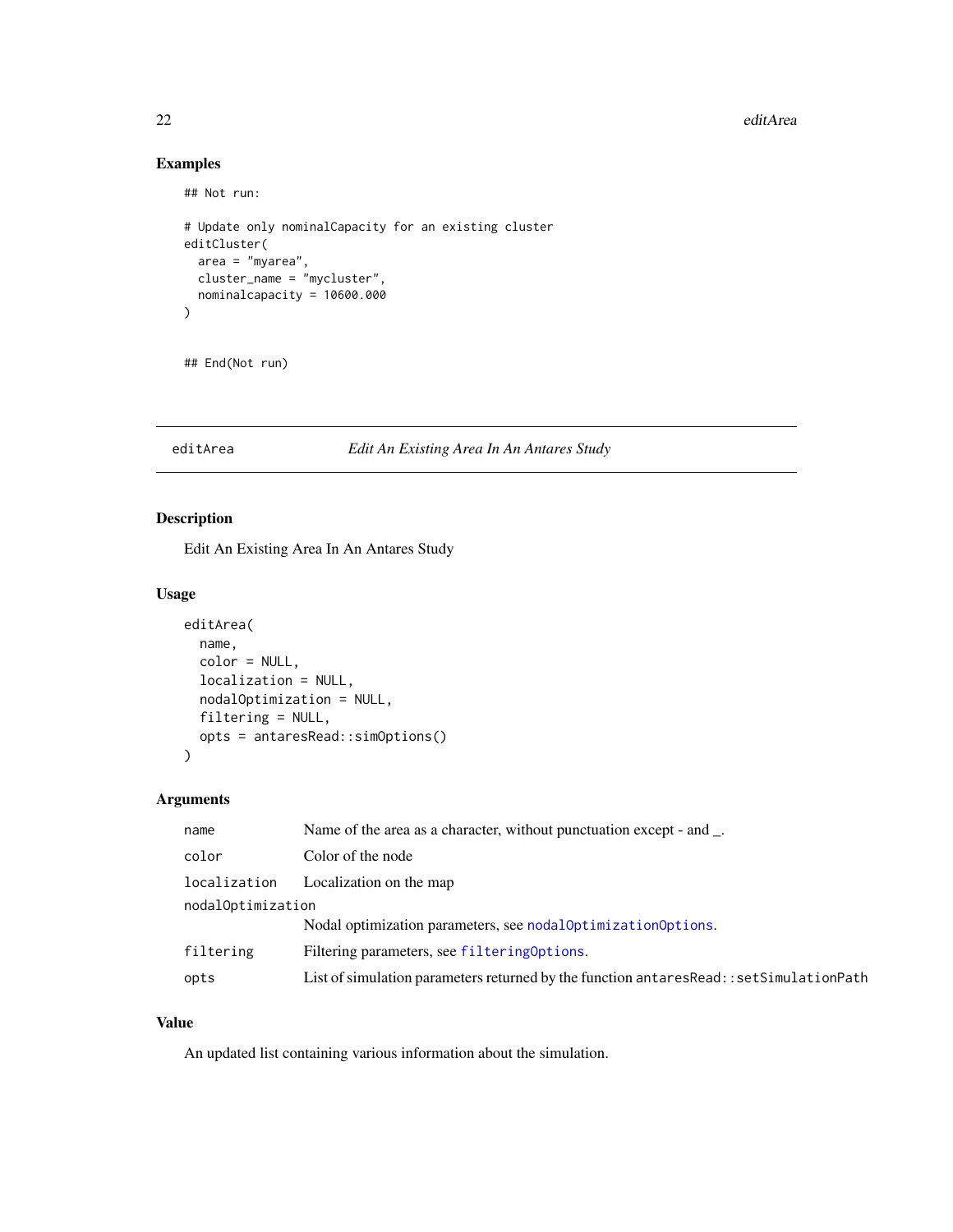## Examples

```
## Not run:

# Update only nominalCapacity for an existing cluster
editCluster(
  area = "myarea",
  cluster_name = "mycluster",
  nominalcapacity = 10600.000
)


## End(Not run)
```

---

`editArea` *Edit An Existing Area In An Antares Study*

---

## Description

Edit An Existing Area In An Antares Study

## Usage

```
editArea(
  name,
  color = NULL,
  localization = NULL,
  nodalOptimization = NULL,
  filtering = NULL,
  opts = antaresRead::simOptions()
)
```

## Arguments

| | |
|---|---|
| `name` | Name of the area as a character, without punctuation except - and _. |
| `color` | Color of the node |
| `localization` | Localization on the map |
| `nodalOptimization` | Nodal optimization parameters, see `nodalOptimizationOptions`. |
| `filtering` | Filtering parameters, see `filteringOptions`. |
| `opts` | List of simulation parameters returned by the function `antaresRead::setSimulationPath` |

## Value

An updated list containing various information about the simulation.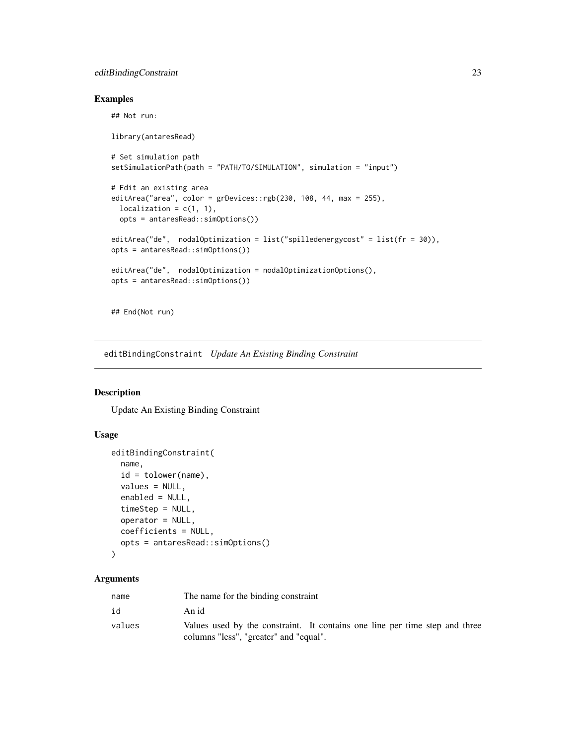## Examples

```
## Not run:

library(antaresRead)

# Set simulation path
setSimulationPath(path = "PATH/TO/SIMULATION", simulation = "input")

# Edit an existing area
editArea("area", color = grDevices::rgb(230, 108, 44, max = 255),
  localization = c(1, 1),
  opts = antaresRead::simOptions())

editArea("de",  nodalOptimization = list("spilledenergycost" = list(fr = 30)),
opts = antaresRead::simOptions())

editArea("de",  nodalOptimization = nodalOptimizationOptions(),
opts = antaresRead::simOptions())


## End(Not run)
```

# editBindingConstraint *Update An Existing Binding Constraint*

## Description

Update An Existing Binding Constraint

## Usage

```
editBindingConstraint(
  name,
  id = tolower(name),
  values = NULL,
  enabled = NULL,
  timeStep = NULL,
  operator = NULL,
  coefficients = NULL,
  opts = antaresRead::simOptions()
)
```

## Arguments

| | |
|---|---|
| name | The name for the binding constraint |
| id | An id |
| values | Values used by the constraint. It contains one line per time step and three columns "less", "greater" and "equal". |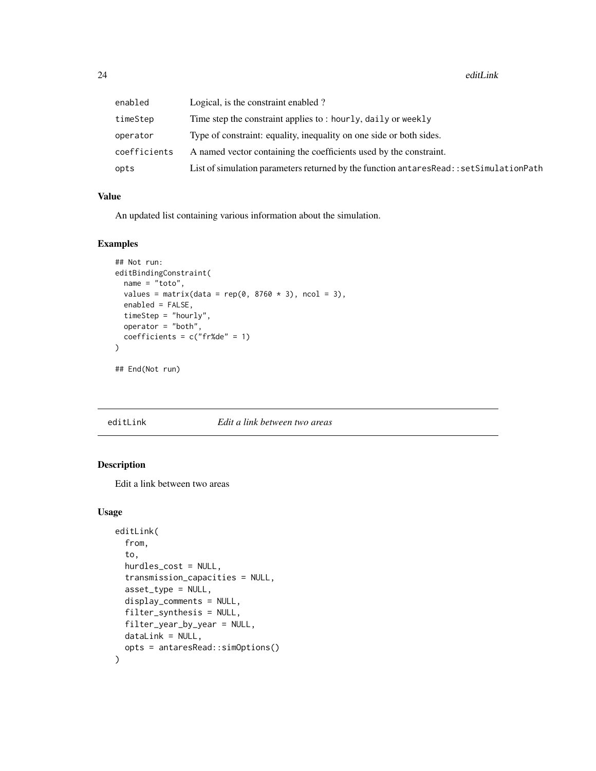| | |
|---|---|
| enabled | Logical, is the constraint enabled ? |
| timeStep | Time step the constraint applies to : hourly, daily or weekly |
| operator | Type of constraint: equality, inequality on one side or both sides. |
| coefficients | A named vector containing the coefficients used by the constraint. |
| opts | List of simulation parameters returned by the function antaresRead::setSimulationPath |

### Value

An updated list containing various information about the simulation.

### Examples

```
## Not run:
editBindingConstraint(
  name = "toto",
  values = matrix(data = rep(0, 8760 * 3), ncol = 3),
  enabled = FALSE,
  timeStep = "hourly",
  operator = "both",
  coefficients = c("fr%de" = 1)
)

## End(Not run)
```

## editLink — *Edit a link between two areas*

### Description

Edit a link between two areas

### Usage

```
editLink(
  from,
  to,
  hurdles_cost = NULL,
  transmission_capacities = NULL,
  asset_type = NULL,
  display_comments = NULL,
  filter_synthesis = NULL,
  filter_year_by_year = NULL,
  dataLink = NULL,
  opts = antaresRead::simOptions()
)
```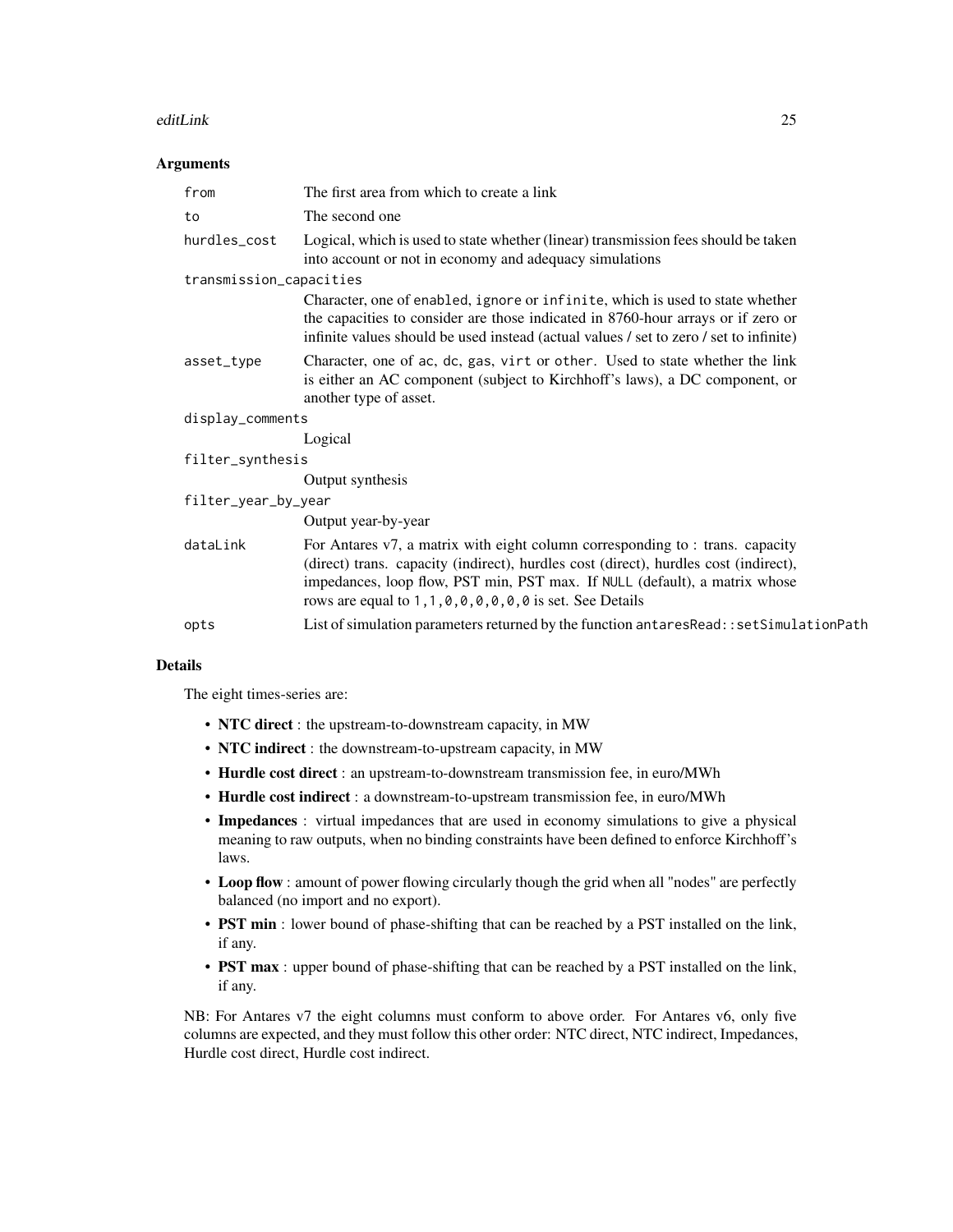### Arguments

| | |
|---|---|
| `from` | The first area from which to create a link |
| `to` | The second one |
| `hurdles_cost` | Logical, which is used to state whether (linear) transmission fees should be taken into account or not in economy and adequacy simulations |
| `transmission_capacities` | Character, one of `enabled`, `ignore` or `infinite`, which is used to state whether the capacities to consider are those indicated in 8760-hour arrays or if zero or infinite values should be used instead (actual values / set to zero / set to infinite) |
| `asset_type` | Character, one of `ac`, `dc`, `gas`, `virt` or `other`. Used to state whether the link is either an AC component (subject to Kirchhoff's laws), a DC component, or another type of asset. |
| `display_comments` | Logical |
| `filter_synthesis` | Output synthesis |
| `filter_year_by_year` | Output year-by-year |
| `dataLink` | For Antares v7, a matrix with eight column corresponding to : trans. capacity (direct) trans. capacity (indirect), hurdles cost (direct), hurdles cost (indirect), impedances, loop flow, PST min, PST max. If `NULL` (default), a matrix whose rows are equal to `1,1,0,0,0,0,0,0` is set. See Details |
| `opts` | List of simulation parameters returned by the function `antaresRead::setSimulationPath` |

### Details

The eight times-series are:

- **NTC direct** : the upstream-to-downstream capacity, in MW
- **NTC indirect** : the downstream-to-upstream capacity, in MW
- **Hurdle cost direct** : an upstream-to-downstream transmission fee, in euro/MWh
- **Hurdle cost indirect** : a downstream-to-upstream transmission fee, in euro/MWh
- **Impedances** : virtual impedances that are used in economy simulations to give a physical meaning to raw outputs, when no binding constraints have been defined to enforce Kirchhoff's laws.
- **Loop flow** : amount of power flowing circularly though the grid when all "nodes" are perfectly balanced (no import and no export).
- **PST min** : lower bound of phase-shifting that can be reached by a PST installed on the link, if any.
- **PST max** : upper bound of phase-shifting that can be reached by a PST installed on the link, if any.

NB: For Antares v7 the eight columns must conform to above order. For Antares v6, only five columns are expected, and they must follow this other order: NTC direct, NTC indirect, Impedances, Hurdle cost direct, Hurdle cost indirect.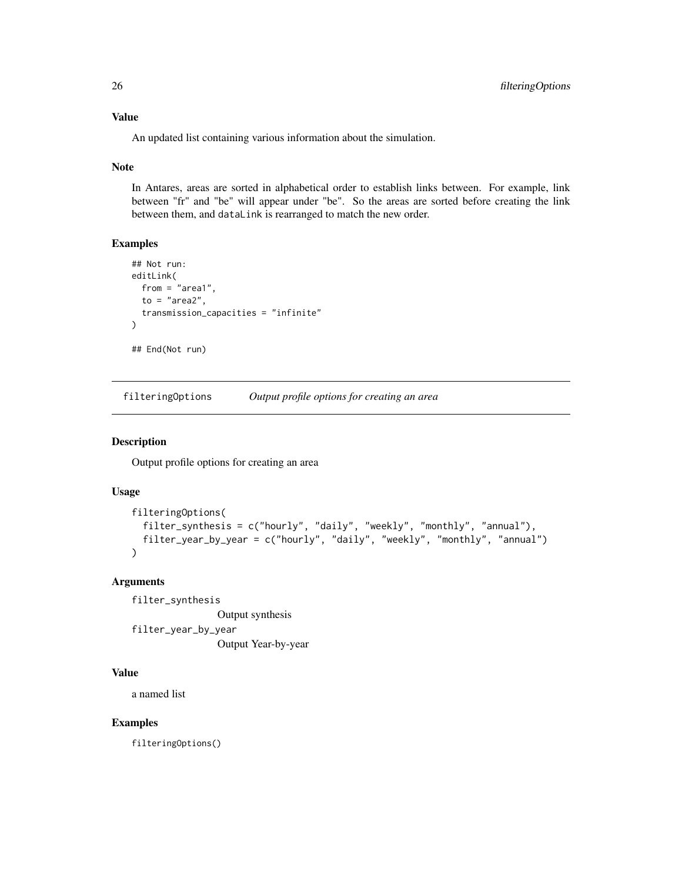### Value

An updated list containing various information about the simulation.

### Note

In Antares, areas are sorted in alphabetical order to establish links between. For example, link between "fr" and "be" will appear under "be". So the areas are sorted before creating the link between them, and dataLink is rearranged to match the new order.

### Examples

```
## Not run:
editLink(
  from = "area1",
  to = "area2",
  transmission_capacities = "infinite"
)

## End(Not run)
```

---

## filteringOptions    *Output profile options for creating an area*

### Description

Output profile options for creating an area

### Usage

```
filteringOptions(
  filter_synthesis = c("hourly", "daily", "weekly", "monthly", "annual"),
  filter_year_by_year = c("hourly", "daily", "weekly", "monthly", "annual")
)
```

### Arguments

`filter_synthesis`
: Output synthesis

`filter_year_by_year`
: Output Year-by-year

### Value

a named list

### Examples

```
filteringOptions()
```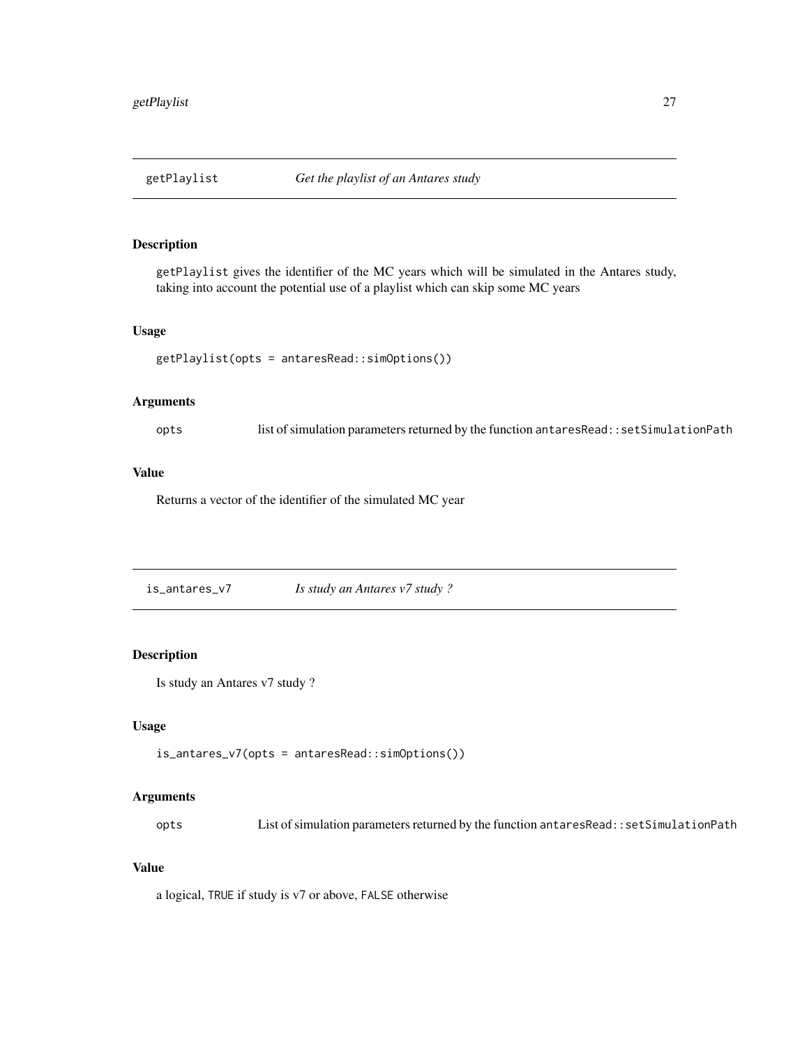## getPlaylist — *Get the playlist of an Antares study*

### Description

`getPlaylist` gives the identifier of the MC years which will be simulated in the Antares study, taking into account the potential use of a playlist which can skip some MC years

### Usage

```
getPlaylist(opts = antaresRead::simOptions())
```

### Arguments

| | |
|---|---|
| `opts` | list of simulation parameters returned by the function `antaresRead::setSimulationPath` |

### Value

Returns a vector of the identifier of the simulated MC year

## is_antares_v7 — *Is study an Antares v7 study ?*

### Description

Is study an Antares v7 study ?

### Usage

```
is_antares_v7(opts = antaresRead::simOptions())
```

### Arguments

| | |
|---|---|
| `opts` | List of simulation parameters returned by the function `antaresRead::setSimulationPath` |

### Value

a logical, `TRUE` if study is v7 or above, `FALSE` otherwise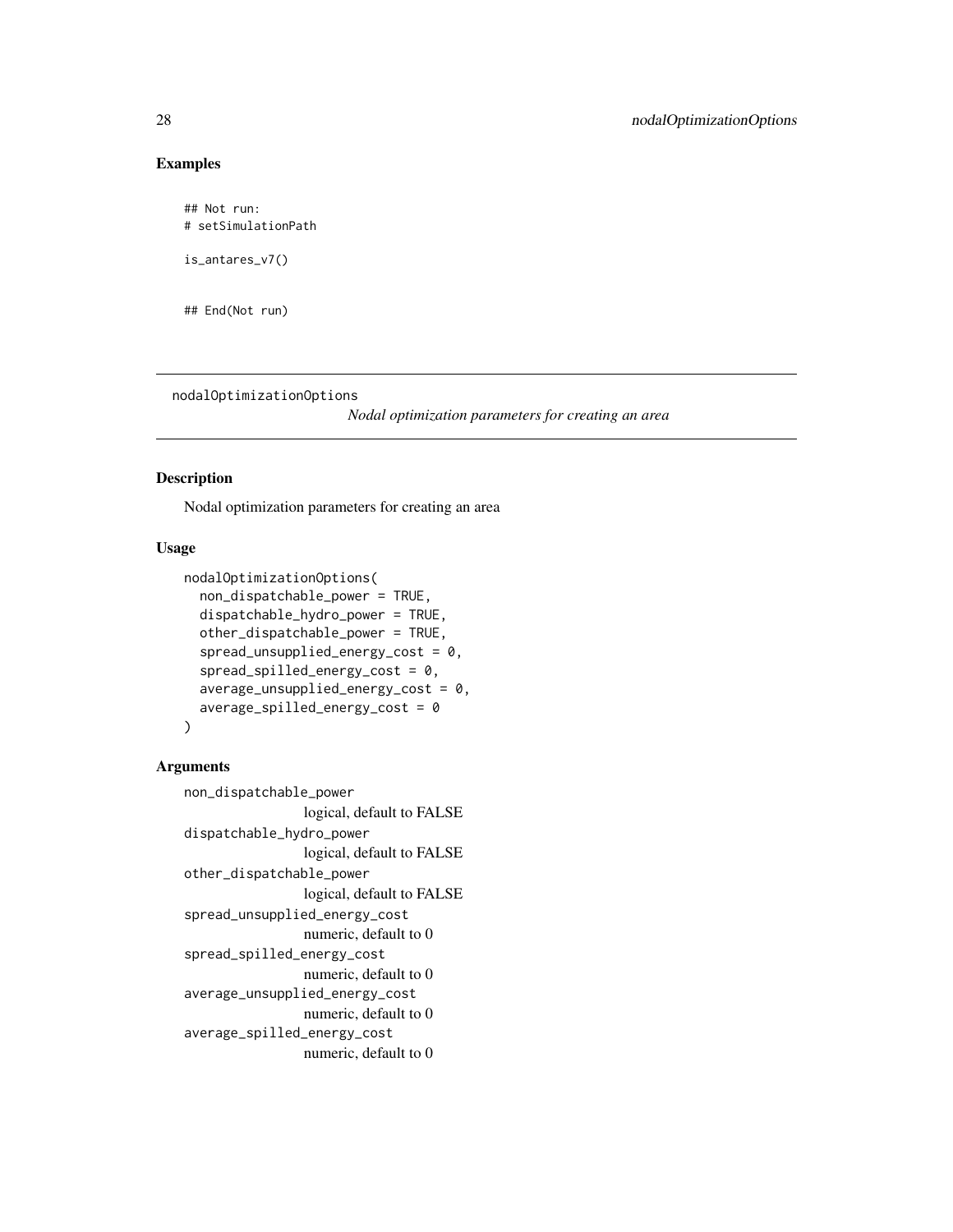## Examples

```
## Not run:
# setSimulationPath

is_antares_v7()


## End(Not run)
```

---

## nodalOptimizationOptions

*Nodal optimization parameters for creating an area*

---

### Description

Nodal optimization parameters for creating an area

### Usage

```
nodalOptimizationOptions(
  non_dispatchable_power = TRUE,
  dispatchable_hydro_power = TRUE,
  other_dispatchable_power = TRUE,
  spread_unsupplied_energy_cost = 0,
  spread_spilled_energy_cost = 0,
  average_unsupplied_energy_cost = 0,
  average_spilled_energy_cost = 0
)
```

### Arguments

`non_dispatchable_power`
: logical, default to FALSE

`dispatchable_hydro_power`
: logical, default to FALSE

`other_dispatchable_power`
: logical, default to FALSE

`spread_unsupplied_energy_cost`
: numeric, default to 0

`spread_spilled_energy_cost`
: numeric, default to 0

`average_unsupplied_energy_cost`
: numeric, default to 0

`average_spilled_energy_cost`
: numeric, default to 0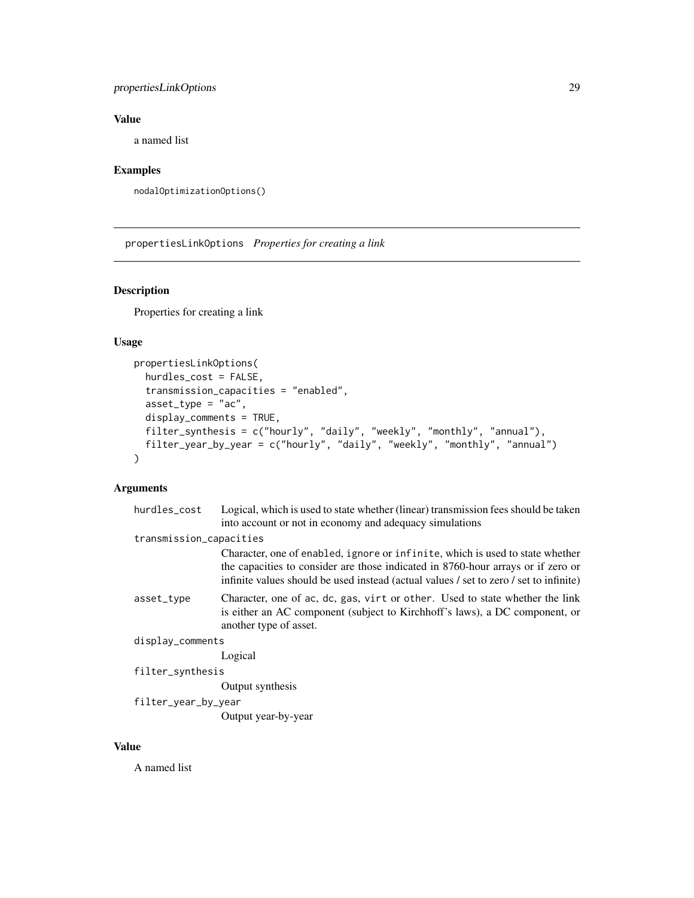### Value

a named list

### Examples

```
nodalOptimizationOptions()
```

---

## propertiesLinkOptions *Properties for creating a link*

### Description

Properties for creating a link

### Usage

```
propertiesLinkOptions(
  hurdles_cost = FALSE,
  transmission_capacities = "enabled",
  asset_type = "ac",
  display_comments = TRUE,
  filter_synthesis = c("hourly", "daily", "weekly", "monthly", "annual"),
  filter_year_by_year = c("hourly", "daily", "weekly", "monthly", "annual")
)
```

### Arguments

| Argument | Description |
|---|---|
| `hurdles_cost` | Logical, which is used to state whether (linear) transmission fees should be taken into account or not in economy and adequacy simulations |
| `transmission_capacities` | Character, one of `enabled`, `ignore` or `infinite`, which is used to state whether the capacities to consider are those indicated in 8760-hour arrays or if zero or infinite values should be used instead (actual values / set to zero / set to infinite) |
| `asset_type` | Character, one of `ac`, `dc`, `gas`, `virt` or `other`. Used to state whether the link is either an AC component (subject to Kirchhoff's laws), a DC component, or another type of asset. |
| `display_comments` | Logical |
| `filter_synthesis` | Output synthesis |
| `filter_year_by_year` | Output year-by-year |

### Value

A named list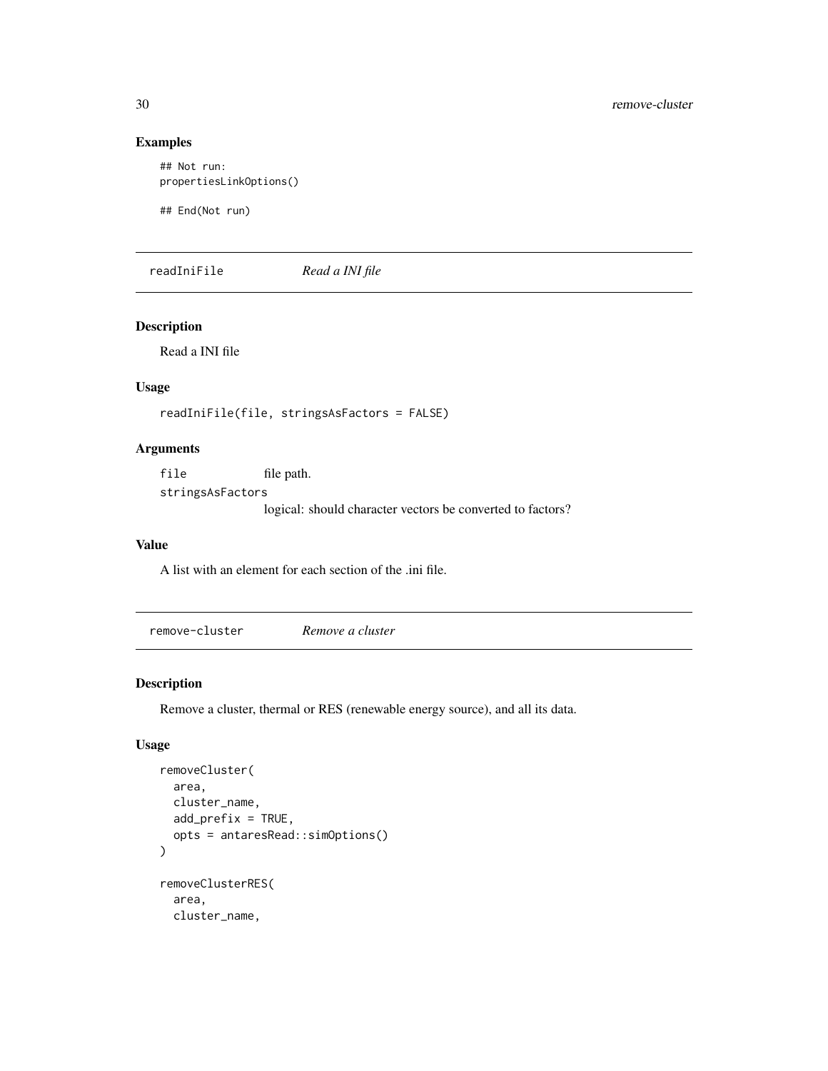## Examples

```
## Not run:
propertiesLinkOptions()

## End(Not run)
```

## readIniFile *Read a INI file*

### Description

Read a INI file

### Usage

```
readIniFile(file, stringsAsFactors = FALSE)
```

### Arguments

`file` file path.

`stringsAsFactors` logical: should character vectors be converted to factors?

### Value

A list with an element for each section of the .ini file.

## remove-cluster *Remove a cluster*

### Description

Remove a cluster, thermal or RES (renewable energy source), and all its data.

### Usage

```
removeCluster(
  area,
  cluster_name,
  add_prefix = TRUE,
  opts = antaresRead::simOptions()
)

removeClusterRES(
  area,
  cluster_name,
```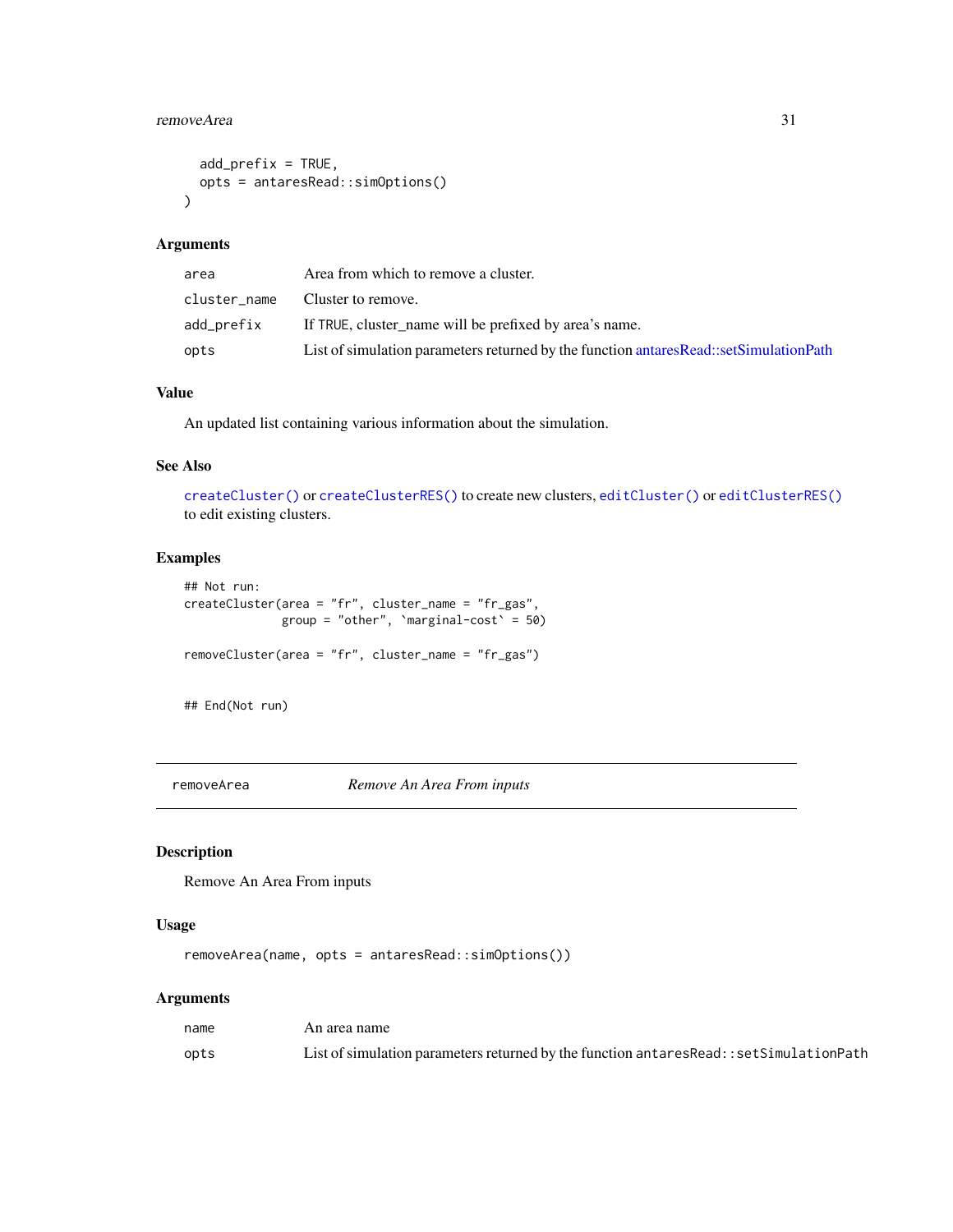```
  add_prefix = TRUE,
  opts = antaresRead::simOptions()
)
```

### Arguments

| | |
|---|---|
| area | Area from which to remove a cluster. |
| cluster_name | Cluster to remove. |
| add_prefix | If TRUE, cluster_name will be prefixed by area's name. |
| opts | List of simulation parameters returned by the function antaresRead::setSimulationPath |

### Value

An updated list containing various information about the simulation.

### See Also

`createCluster()` or `createClusterRES()` to create new clusters, `editCluster()` or `editClusterRES()` to edit existing clusters.

### Examples

```
## Not run:
createCluster(area = "fr", cluster_name = "fr_gas",
              group = "other", `marginal-cost` = 50)

removeCluster(area = "fr", cluster_name = "fr_gas")


## End(Not run)
```

---

## removeArea — *Remove An Area From inputs*

---

### Description

Remove An Area From inputs

### Usage

```
removeArea(name, opts = antaresRead::simOptions())
```

### Arguments

| | |
|---|---|
| name | An area name |
| opts | List of simulation parameters returned by the function `antaresRead::setSimulationPath` |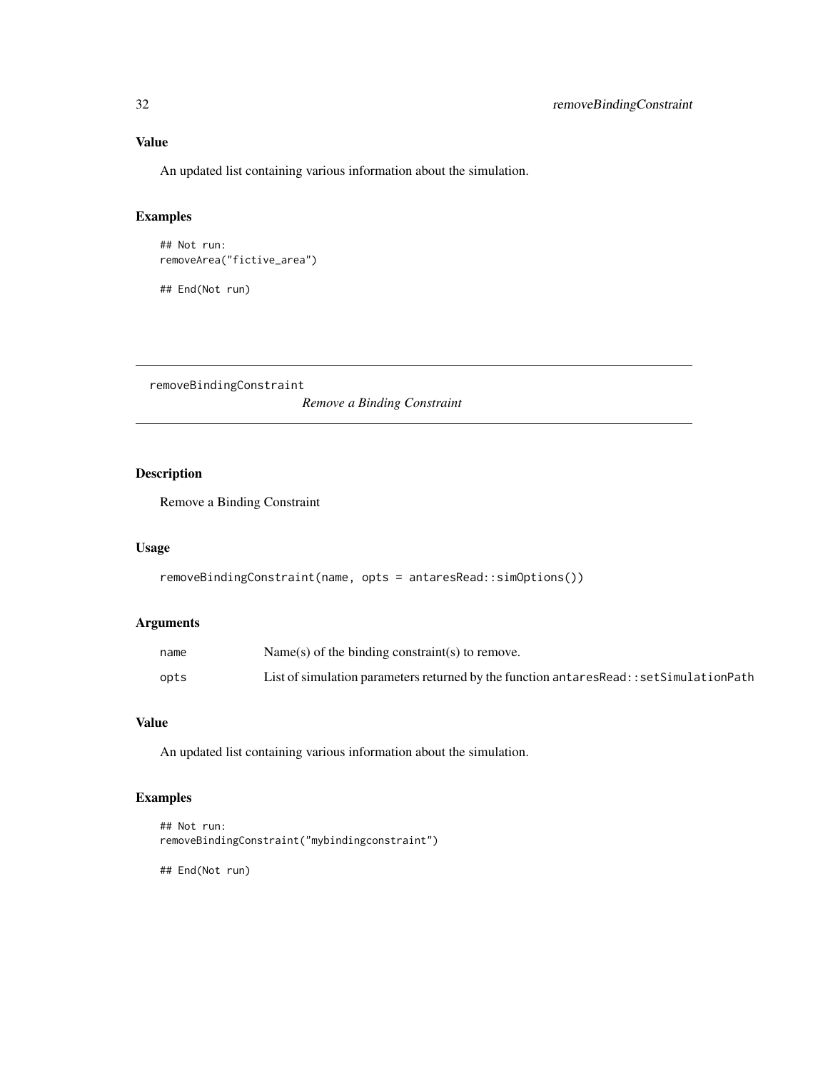## Value

An updated list containing various information about the simulation.

## Examples

```
## Not run:
removeArea("fictive_area")

## End(Not run)
```

---

# removeBindingConstraint

*Remove a Binding Constraint*

---

## Description

Remove a Binding Constraint

## Usage

```
removeBindingConstraint(name, opts = antaresRead::simOptions())
```

## Arguments

| | |
|---|---|
| `name` | Name(s) of the binding constraint(s) to remove. |
| `opts` | List of simulation parameters returned by the function `antaresRead::setSimulationPath` |

## Value

An updated list containing various information about the simulation.

## Examples

```
## Not run:
removeBindingConstraint("mybindingconstraint")

## End(Not run)
```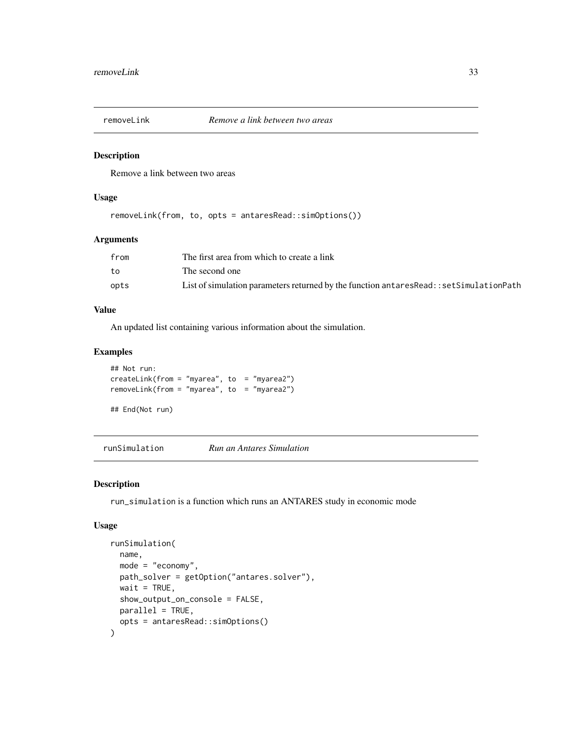## removeLink — *Remove a link between two areas*

### Description

Remove a link between two areas

### Usage

```
removeLink(from, to, opts = antaresRead::simOptions())
```

### Arguments

| | |
|---|---|
| `from` | The first area from which to create a link |
| `to` | The second one |
| `opts` | List of simulation parameters returned by the function `antaresRead::setSimulationPath` |

### Value

An updated list containing various information about the simulation.

### Examples

```
## Not run:
createLink(from = "myarea", to  = "myarea2")
removeLink(from = "myarea", to  = "myarea2")

## End(Not run)
```

## runSimulation — *Run an Antares Simulation*

### Description

`run_simulation` is a function which runs an ANTARES study in economic mode

### Usage

```
runSimulation(
  name,
  mode = "economy",
  path_solver = getOption("antares.solver"),
  wait = TRUE,
  show_output_on_console = FALSE,
  parallel = TRUE,
  opts = antaresRead::simOptions()
)
```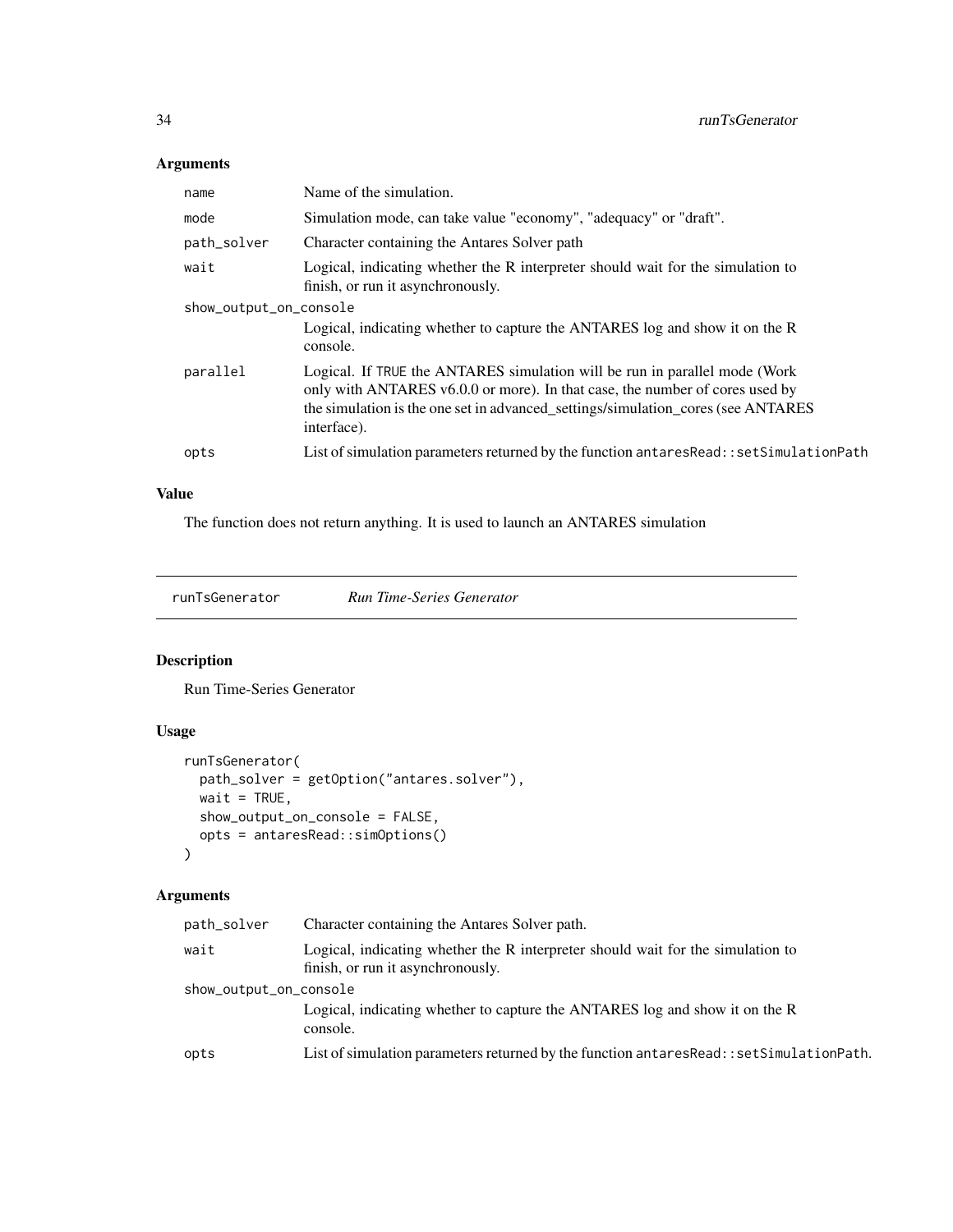### Arguments

| | |
|---|---|
| name | Name of the simulation. |
| mode | Simulation mode, can take value "economy", "adequacy" or "draft". |
| path_solver | Character containing the Antares Solver path |
| wait | Logical, indicating whether the R interpreter should wait for the simulation to finish, or run it asynchronously. |
| show_output_on_console | Logical, indicating whether to capture the ANTARES log and show it on the R console. |
| parallel | Logical. If TRUE the ANTARES simulation will be run in parallel mode (Work only with ANTARES v6.0.0 or more). In that case, the number of cores used by the simulation is the one set in advanced_settings/simulation_cores (see ANTARES interface). |
| opts | List of simulation parameters returned by the function antaresRead::setSimulationPath |

### Value

The function does not return anything. It is used to launch an ANTARES simulation

---

## runTsGenerator *Run Time-Series Generator*

---

### Description

Run Time-Series Generator

### Usage

```
runTsGenerator(
  path_solver = getOption("antares.solver"),
  wait = TRUE,
  show_output_on_console = FALSE,
  opts = antaresRead::simOptions()
)
```

### Arguments

| | |
|---|---|
| path_solver | Character containing the Antares Solver path. |
| wait | Logical, indicating whether the R interpreter should wait for the simulation to finish, or run it asynchronously. |
| show_output_on_console | Logical, indicating whether to capture the ANTARES log and show it on the R console. |
| opts | List of simulation parameters returned by the function antaresRead::setSimulationPath. |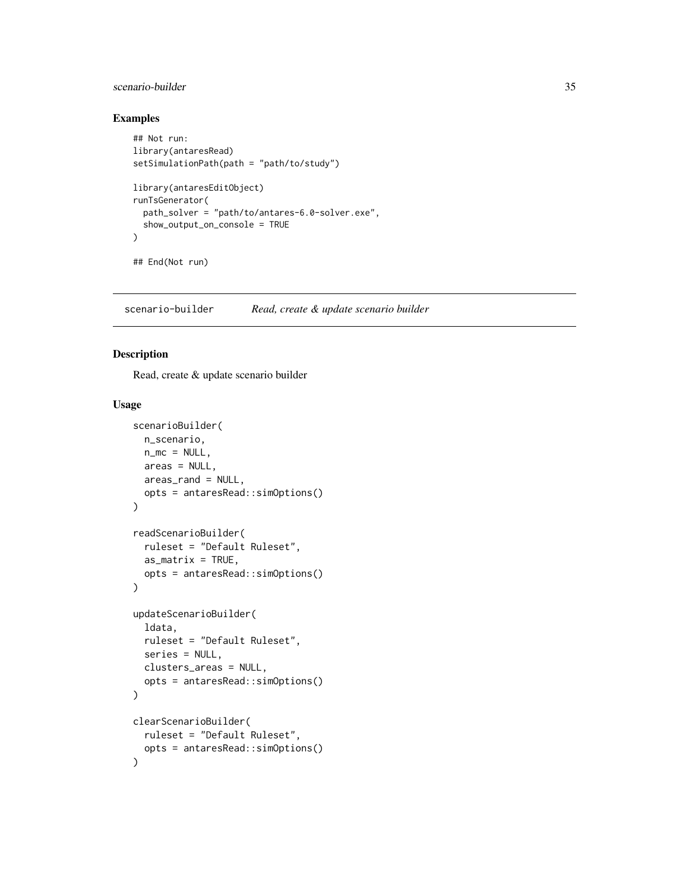## Examples

```
## Not run:
library(antaresRead)
setSimulationPath(path = "path/to/study")

library(antaresEditObject)
runTsGenerator(
  path_solver = "path/to/antares-6.0-solver.exe",
  show_output_on_console = TRUE
)

## End(Not run)
```

---

# scenario-builder *Read, create & update scenario builder*

---

## Description

Read, create & update scenario builder

## Usage

```
scenarioBuilder(
  n_scenario,
  n_mc = NULL,
  areas = NULL,
  areas_rand = NULL,
  opts = antaresRead::simOptions()
)

readScenarioBuilder(
  ruleset = "Default Ruleset",
  as_matrix = TRUE,
  opts = antaresRead::simOptions()
)

updateScenarioBuilder(
  ldata,
  ruleset = "Default Ruleset",
  series = NULL,
  clusters_areas = NULL,
  opts = antaresRead::simOptions()
)

clearScenarioBuilder(
  ruleset = "Default Ruleset",
  opts = antaresRead::simOptions()
)
```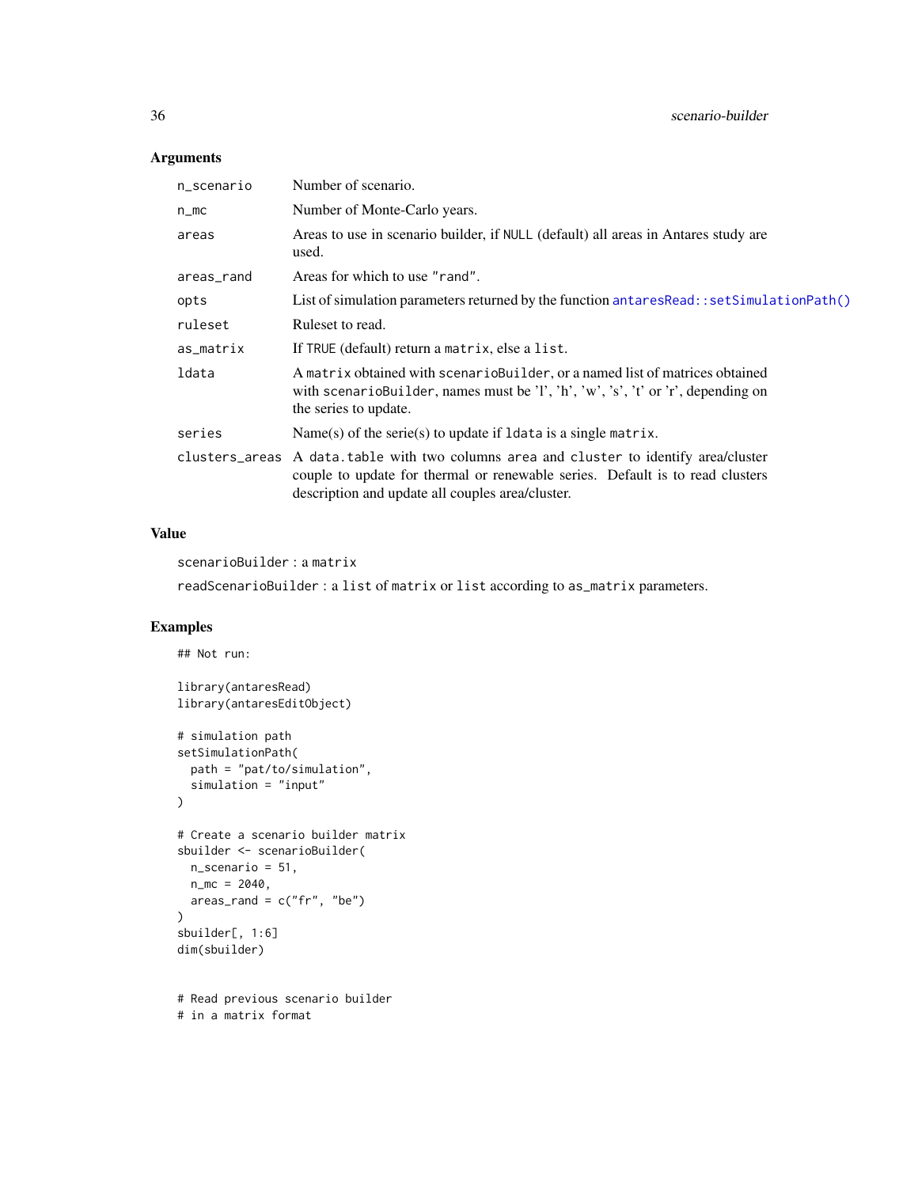### Arguments

| | |
|---|---|
| `n_scenario` | Number of scenario. |
| `n_mc` | Number of Monte-Carlo years. |
| `areas` | Areas to use in scenario builder, if `NULL` (default) all areas in Antares study are used. |
| `areas_rand` | Areas for which to use `"rand"`. |
| `opts` | List of simulation parameters returned by the function `antaresRead::setSimulationPath()` |
| `ruleset` | Ruleset to read. |
| `as_matrix` | If `TRUE` (default) return a `matrix`, else a `list`. |
| `ldata` | A `matrix` obtained with `scenarioBuilder`, or a named list of matrices obtained with `scenarioBuilder`, names must be 'l', 'h', 'w', 's', 't' or 'r', depending on the series to update. |
| `series` | Name(s) of the serie(s) to update if `ldata` is a single `matrix`. |
| `clusters_areas` | A `data.table` with two columns `area` and `cluster` to identify area/cluster couple to update for thermal or renewable series. Default is to read clusters description and update all couples area/cluster. |

### Value

`scenarioBuilder` : a `matrix`

`readScenarioBuilder` : a `list` of `matrix` or `list` according to `as_matrix` parameters.

### Examples

```
## Not run:

library(antaresRead)
library(antaresEditObject)

# simulation path
setSimulationPath(
  path = "pat/to/simulation",
  simulation = "input"
)

# Create a scenario builder matrix
sbuilder <- scenarioBuilder(
  n_scenario = 51,
  n_mc = 2040,
  areas_rand = c("fr", "be")
)
sbuilder[, 1:6]
dim(sbuilder)


# Read previous scenario builder
# in a matrix format
```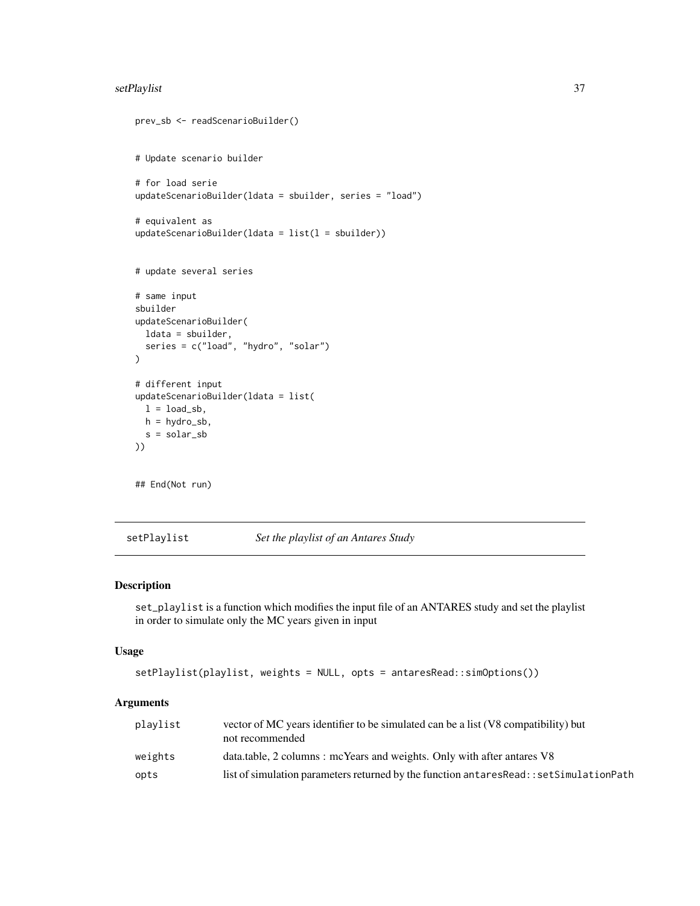```
prev_sb <- readScenarioBuilder()


# Update scenario builder

# for load serie
updateScenarioBuilder(ldata = sbuilder, series = "load")

# equivalent as
updateScenarioBuilder(ldata = list(l = sbuilder))


# update several series

# same input
sbuilder
updateScenarioBuilder(
  ldata = sbuilder,
  series = c("load", "hydro", "solar")
)

# different input
updateScenarioBuilder(ldata = list(
  l = load_sb,
  h = hydro_sb,
  s = solar_sb
))


## End(Not run)
```

---

## setPlaylist — *Set the playlist of an Antares Study*

### Description

`set_playlist` is a function which modifies the input file of an ANTARES study and set the playlist in order to simulate only the MC years given in input

### Usage

```
setPlaylist(playlist, weights = NULL, opts = antaresRead::simOptions())
```

### Arguments

| | |
|---|---|
| `playlist` | vector of MC years identifier to be simulated can be a list (V8 compatibility) but not recommended |
| `weights` | data.table, 2 columns : mcYears and weights. Only with after antares V8 |
| `opts` | list of simulation parameters returned by the function `antaresRead::setSimulationPath` |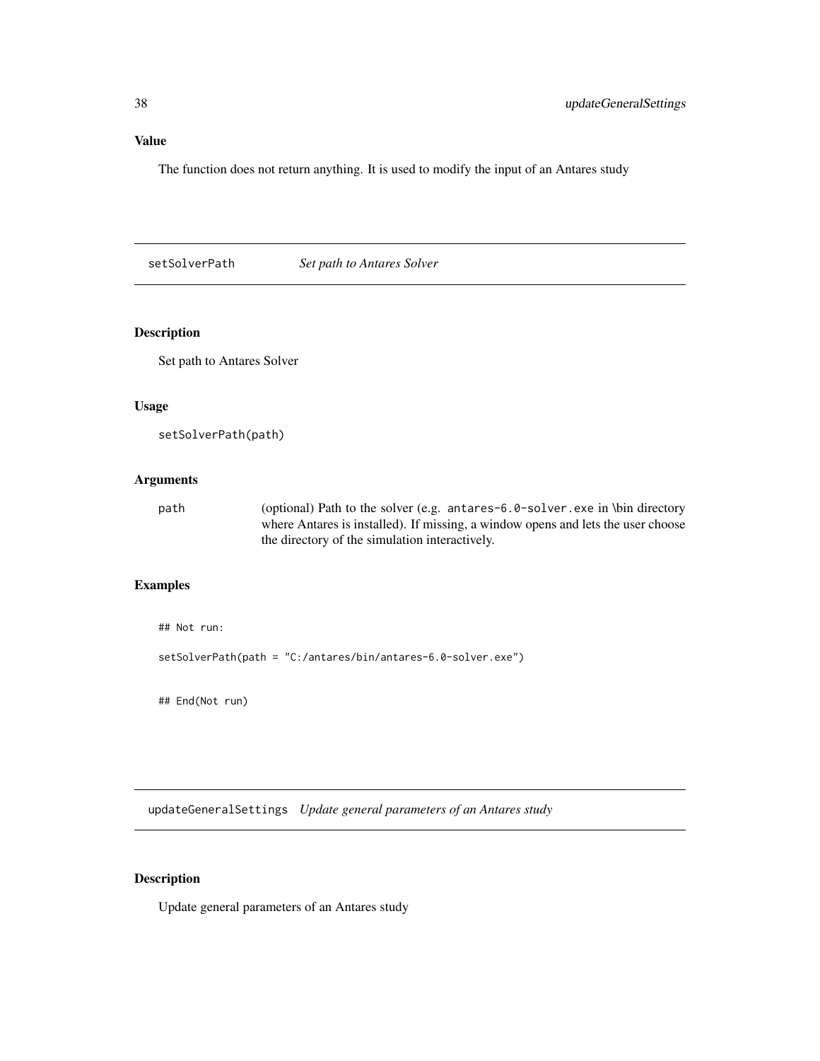## Value

The function does not return anything. It is used to modify the input of an Antares study

---

# setSolverPath *Set path to Antares Solver*

## Description

Set path to Antares Solver

## Usage

```
setSolverPath(path)
```

## Arguments

| | |
|---|---|
| path | (optional) Path to the solver (e.g. `antares-6.0-solver.exe` in \bin directory where Antares is installed). If missing, a window opens and lets the user choose the directory of the simulation interactively. |

## Examples

```
## Not run:

setSolverPath(path = "C:/antares/bin/antares-6.0-solver.exe")


## End(Not run)
```

---

# updateGeneralSettings *Update general parameters of an Antares study*

## Description

Update general parameters of an Antares study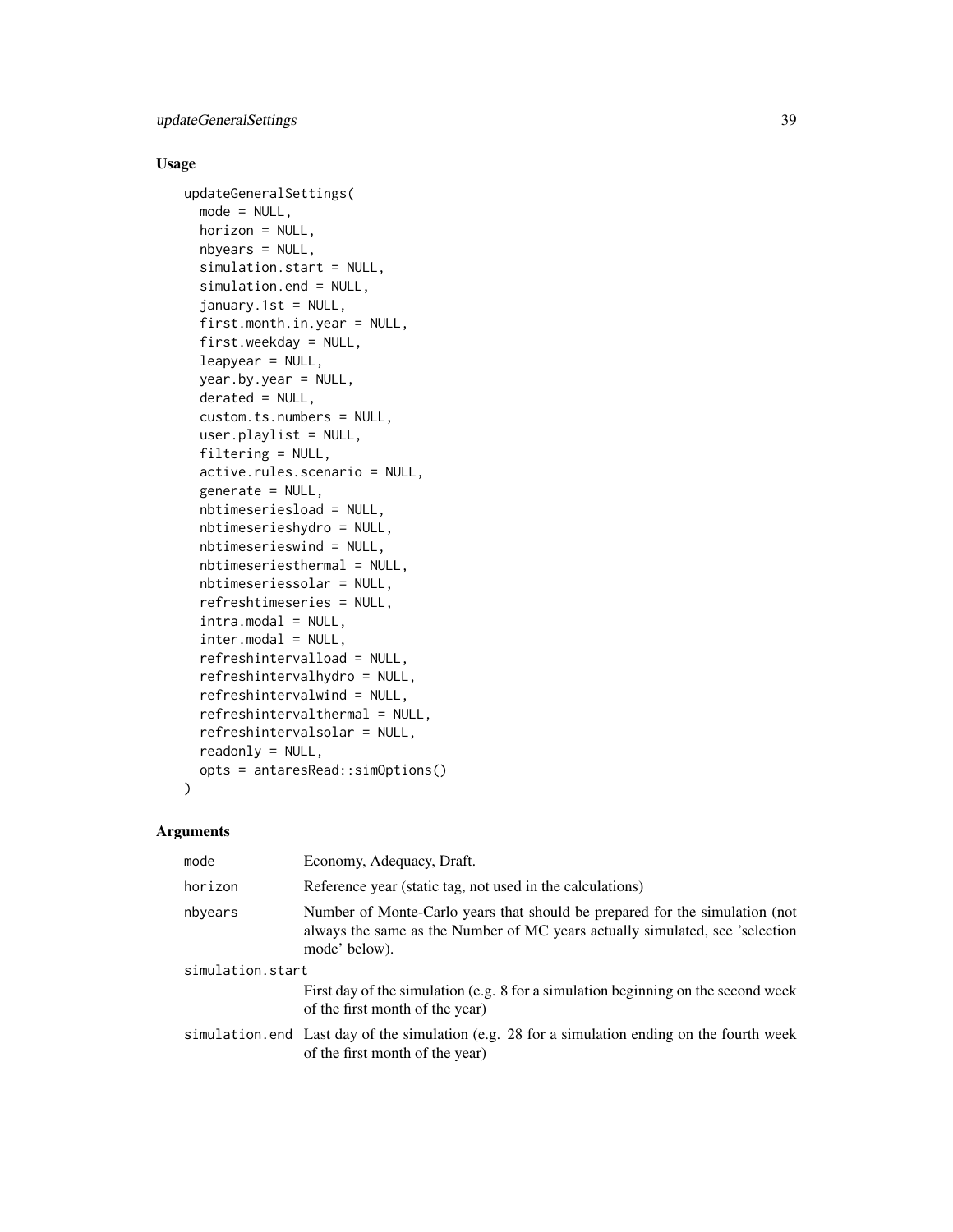## Usage

```
updateGeneralSettings(
  mode = NULL,
  horizon = NULL,
  nbyears = NULL,
  simulation.start = NULL,
  simulation.end = NULL,
  january.1st = NULL,
  first.month.in.year = NULL,
  first.weekday = NULL,
  leapyear = NULL,
  year.by.year = NULL,
  derated = NULL,
  custom.ts.numbers = NULL,
  user.playlist = NULL,
  filtering = NULL,
  active.rules.scenario = NULL,
  generate = NULL,
  nbtimeseriesload = NULL,
  nbtimeserieshydro = NULL,
  nbtimeserieswind = NULL,
  nbtimeseriesthermal = NULL,
  nbtimeseriessolar = NULL,
  refreshtimeseries = NULL,
  intra.modal = NULL,
  inter.modal = NULL,
  refreshintervalload = NULL,
  refreshintervalhydro = NULL,
  refreshintervalwind = NULL,
  refreshintervalthermal = NULL,
  refreshintervalsolar = NULL,
  readonly = NULL,
  opts = antaresRead::simOptions()
)
```

## Arguments

| | |
|---|---|
| mode | Economy, Adequacy, Draft. |
| horizon | Reference year (static tag, not used in the calculations) |
| nbyears | Number of Monte-Carlo years that should be prepared for the simulation (not always the same as the Number of MC years actually simulated, see 'selection mode' below). |
| simulation.start | First day of the simulation (e.g. 8 for a simulation beginning on the second week of the first month of the year) |
| simulation.end | Last day of the simulation (e.g. 28 for a simulation ending on the fourth week of the first month of the year) |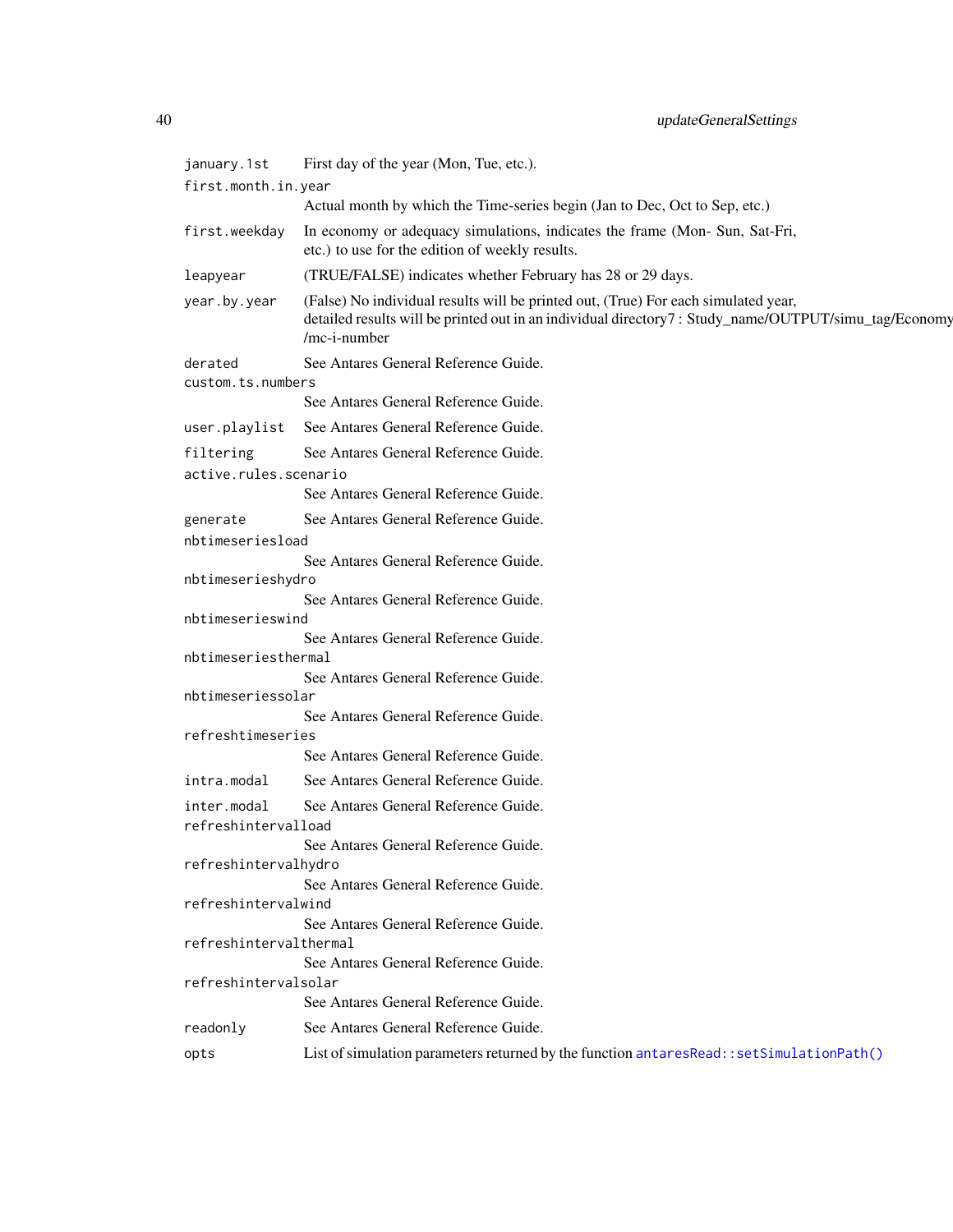| | |
|---|---|
| `january.1st` | First day of the year (Mon, Tue, etc.). |
| `first.month.in.year` | Actual month by which the Time-series begin (Jan to Dec, Oct to Sep, etc.) |
| `first.weekday` | In economy or adequacy simulations, indicates the frame (Mon- Sun, Sat-Fri, etc.) to use for the edition of weekly results. |
| `leapyear` | (TRUE/FALSE) indicates whether February has 28 or 29 days. |
| `year.by.year` | (False) No individual results will be printed out, (True) For each simulated year, detailed results will be printed out in an individual directory7 : Study_name/OUTPUT/simu_tag/Economy /mc-i-number |
| `derated` | See Antares General Reference Guide. |
| `custom.ts.numbers` | See Antares General Reference Guide. |
| `user.playlist` | See Antares General Reference Guide. |
| `filtering` | See Antares General Reference Guide. |
| `active.rules.scenario` | See Antares General Reference Guide. |
| `generate` | See Antares General Reference Guide. |
| `nbtimeseriesload` | See Antares General Reference Guide. |
| `nbtimerieshydro` | See Antares General Reference Guide. |
| `nbtimerieswind` | See Antares General Reference Guide. |
| `nbtimeseriesthermal` | See Antares General Reference Guide. |
| `nbtimeseriessolar` | See Antares General Reference Guide. |
| `refreshtimeseries` | See Antares General Reference Guide. |
| `intra.modal` | See Antares General Reference Guide. |
| `inter.modal` | See Antares General Reference Guide. |
| `refreshintervalload` | See Antares General Reference Guide. |
| `refreshintervalhydro` | See Antares General Reference Guide. |
| `refreshintervalwind` | See Antares General Reference Guide. |
| `refreshintervalthermal` | See Antares General Reference Guide. |
| `refreshintervalsolar` | See Antares General Reference Guide. |
| `readonly` | See Antares General Reference Guide. |
| `opts` | List of simulation parameters returned by the function `antaresRead::setSimulationPath()` |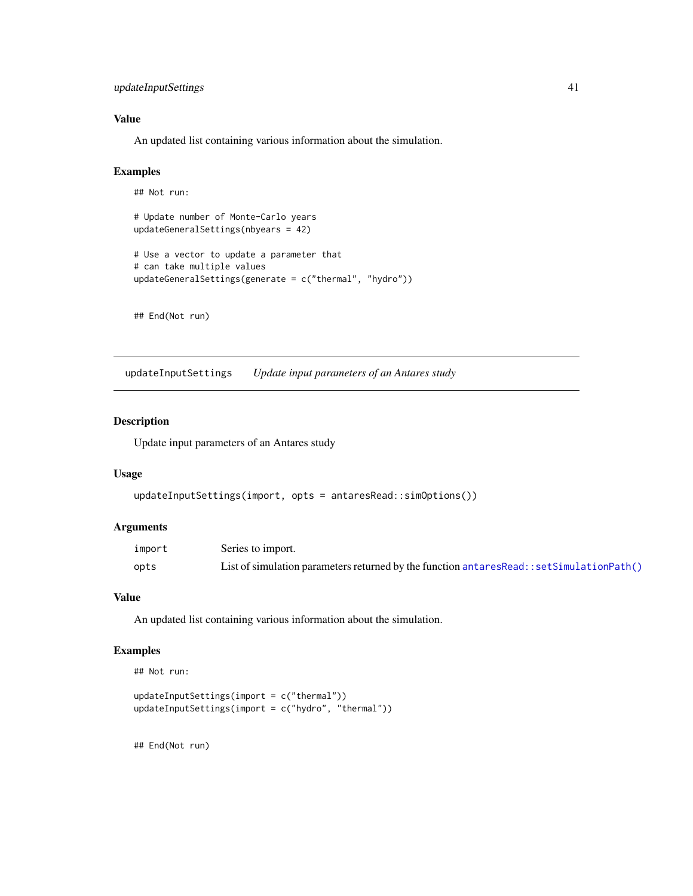### Value

An updated list containing various information about the simulation.

### Examples

```
## Not run:

# Update number of Monte-Carlo years
updateGeneralSettings(nbyears = 42)

# Use a vector to update a parameter that
# can take multiple values
updateGeneralSettings(generate = c("thermal", "hydro"))


## End(Not run)
```

---

## updateInputSettings — *Update input parameters of an Antares study*

---

### Description

Update input parameters of an Antares study

### Usage

```
updateInputSettings(import, opts = antaresRead::simOptions())
```

### Arguments

| | |
|---|---|
| `import` | Series to import. |
| `opts` | List of simulation parameters returned by the function `antaresRead::setSimulationPath()` |

### Value

An updated list containing various information about the simulation.

### Examples

```
## Not run:

updateInputSettings(import = c("thermal"))
updateInputSettings(import = c("hydro", "thermal"))


## End(Not run)
```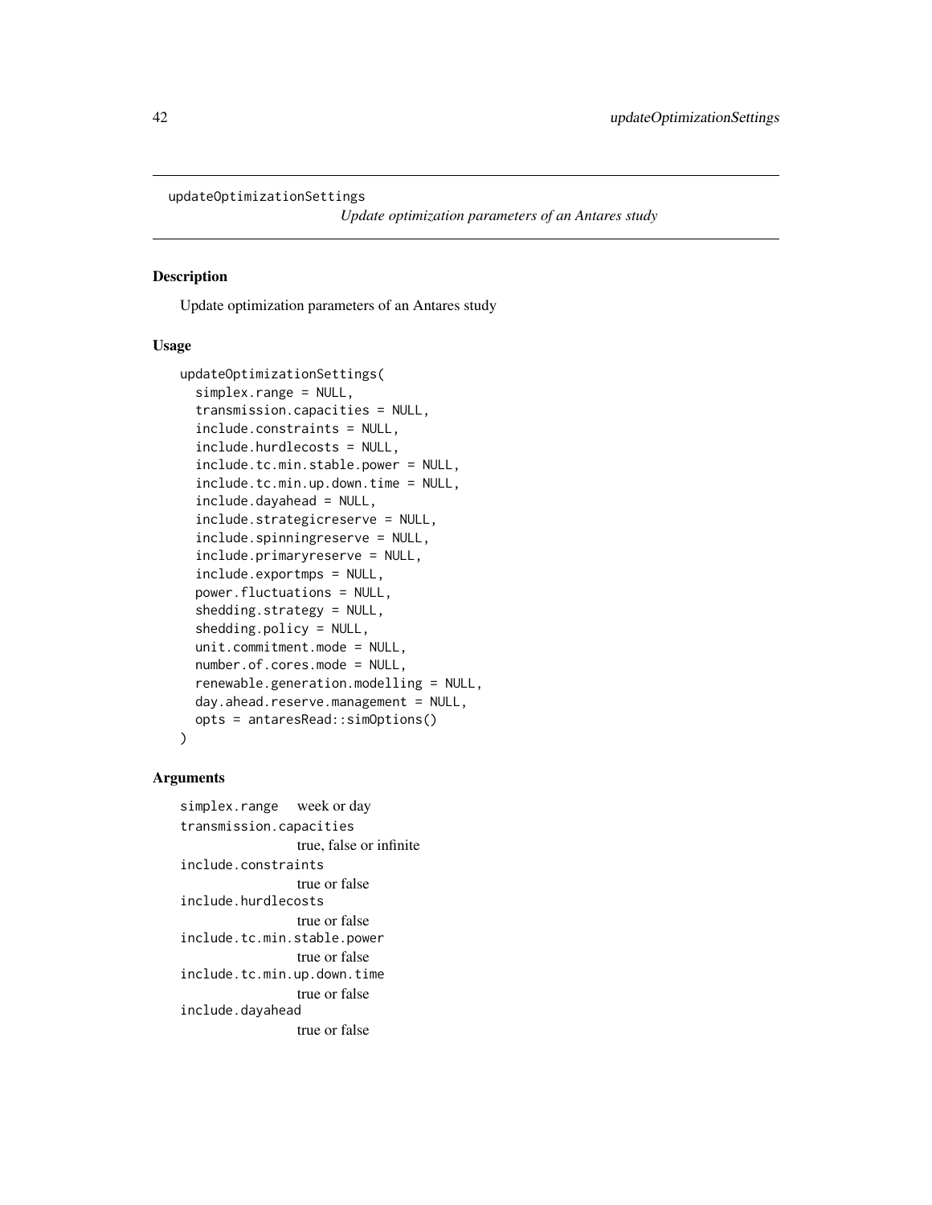## updateOptimizationSettings

*Update optimization parameters of an Antares study*

### Description

Update optimization parameters of an Antares study

### Usage

```
updateOptimizationSettings(
  simplex.range = NULL,
  transmission.capacities = NULL,
  include.constraints = NULL,
  include.hurdlecosts = NULL,
  include.tc.min.stable.power = NULL,
  include.tc.min.up.down.time = NULL,
  include.dayahead = NULL,
  include.strategicreserve = NULL,
  include.spinningreserve = NULL,
  include.primaryreserve = NULL,
  include.exportmps = NULL,
  power.fluctuations = NULL,
  shedding.strategy = NULL,
  shedding.policy = NULL,
  unit.commitment.mode = NULL,
  number.of.cores.mode = NULL,
  renewable.generation.modelling = NULL,
  day.ahead.reserve.management = NULL,
  opts = antaresRead::simOptions()
)
```

### Arguments

`simplex.range` week or day

`transmission.capacities`
true, false or infinite

`include.constraints`
true or false

`include.hurdlecosts`
true or false

`include.tc.min.stable.power`
true or false

`include.tc.min.up.down.time`
true or false

`include.dayahead`
true or false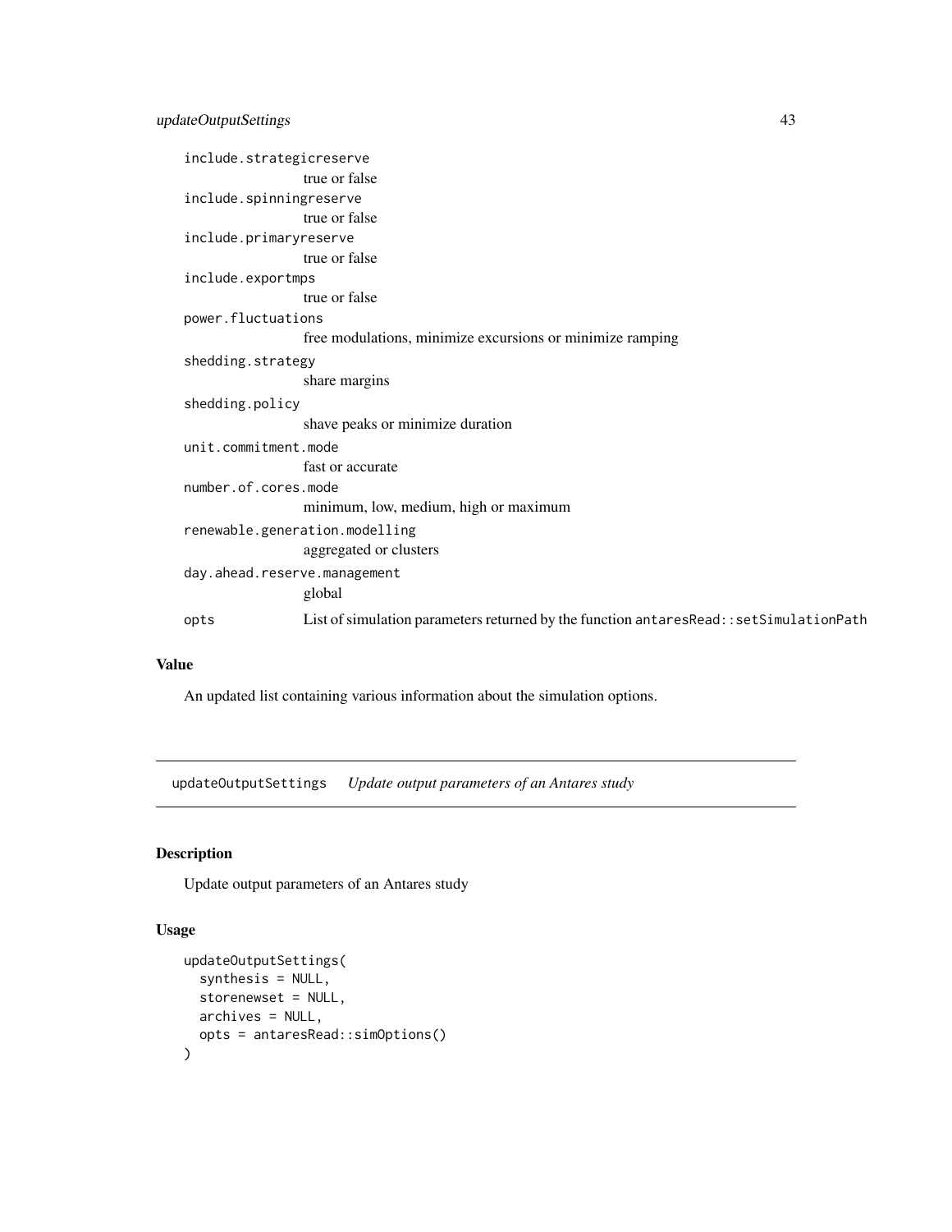| | |
|---|---|
| `include.strategicreserve` | true or false |
| `include.spinningreserve` | true or false |
| `include.primaryreserve` | true or false |
| `include.exportmps` | true or false |
| `power.fluctuations` | free modulations, minimize excursions or minimize ramping |
| `shedding.strategy` | share margins |
| `shedding.policy` | shave peaks or minimize duration |
| `unit.commitment.mode` | fast or accurate |
| `number.of.cores.mode` | minimum, low, medium, high or maximum |
| `renewable.generation.modelling` | aggregated or clusters |
| `day.ahead.reserve.management` | global |
| `opts` | List of simulation parameters returned by the function `antaresRead::setSimulationPath` |

### Value

An updated list containing various information about the simulation options.

---

## updateOutputSettings    *Update output parameters of an Antares study*

---

### Description

Update output parameters of an Antares study

### Usage

```
updateOutputSettings(
  synthesis = NULL,
  storenewset = NULL,
  archives = NULL,
  opts = antaresRead::simOptions()
)
```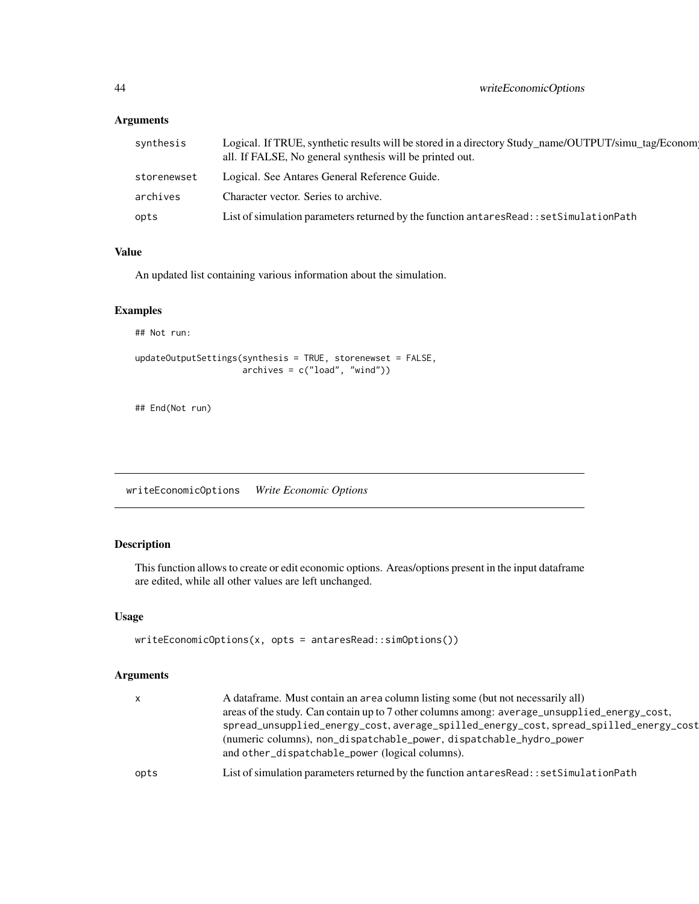### Arguments

| | |
|---|---|
| synthesis | Logical. If TRUE, synthetic results will be stored in a directory Study_name/OUTPUT/simu_tag/Economy all. If FALSE, No general synthesis will be printed out. |
| storenewset | Logical. See Antares General Reference Guide. |
| archives | Character vector. Series to archive. |
| opts | List of simulation parameters returned by the function `antaresRead::setSimulationPath` |

### Value

An updated list containing various information about the simulation.

### Examples

```
## Not run:

updateOutputSettings(synthesis = TRUE, storenewset = FALSE,
                     archives = c("load", "wind"))


## End(Not run)
```

---

## writeEconomicOptions *Write Economic Options*

---

### Description

This function allows to create or edit economic options. Areas/options present in the input dataframe are edited, while all other values are left unchanged.

### Usage

```
writeEconomicOptions(x, opts = antaresRead::simOptions())
```

### Arguments

| | |
|---|---|
| x | A dataframe. Must contain an `area` column listing some (but not necessarily all) areas of the study. Can contain up to 7 other columns among: `average_unsupplied_energy_cost`, `spread_unsupplied_energy_cost`, `average_spilled_energy_cost`, `spread_spilled_energy_cost` (numeric columns), `non_dispatchable_power`, `dispatchable_hydro_power` and `other_dispatchable_power` (logical columns). |
| opts | List of simulation parameters returned by the function `antaresRead::setSimulationPath` |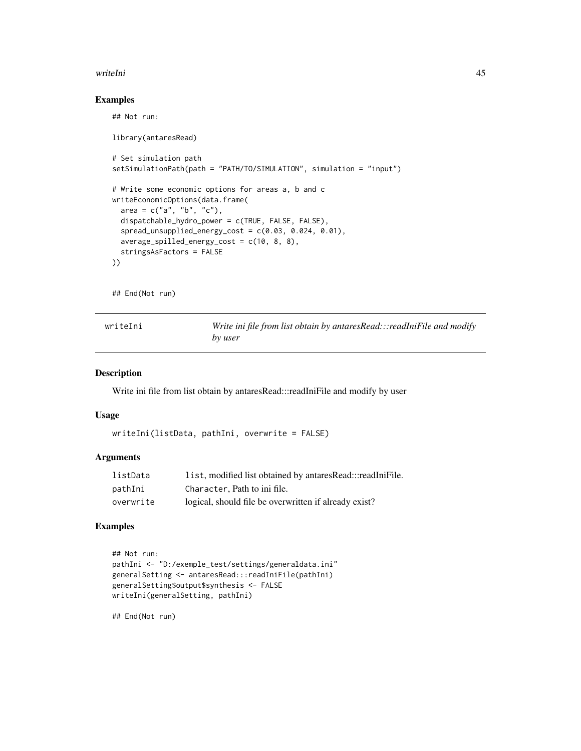## Examples

```
## Not run:

library(antaresRead)

# Set simulation path
setSimulationPath(path = "PATH/TO/SIMULATION", simulation = "input")

# Write some economic options for areas a, b and c
writeEconomicOptions(data.frame(
  area = c("a", "b", "c"),
  dispatchable_hydro_power = c(TRUE, FALSE, FALSE),
  spread_unsupplied_energy_cost = c(0.03, 0.024, 0.01),
  average_spilled_energy_cost = c(10, 8, 8),
  stringsAsFactors = FALSE
))

## End(Not run)
```

---

# writeIni — *Write ini file from list obtain by antaresRead:::readIniFile and modify by user*

## Description

Write ini file from list obtain by antaresRead:::readIniFile and modify by user

## Usage

```
writeIni(listData, pathIni, overwrite = FALSE)
```

## Arguments

| | |
|---|---|
| listData | `list`, modified list obtained by antaresRead:::readIniFile. |
| pathIni | `Character`, Path to ini file. |
| overwrite | logical, should file be overwritten if already exist? |

## Examples

```
## Not run:
pathIni <- "D:/exemple_test/settings/generaldata.ini"
generalSetting <- antaresRead:::readIniFile(pathIni)
generalSetting$output$synthesis <- FALSE
writeIni(generalSetting, pathIni)

## End(Not run)
```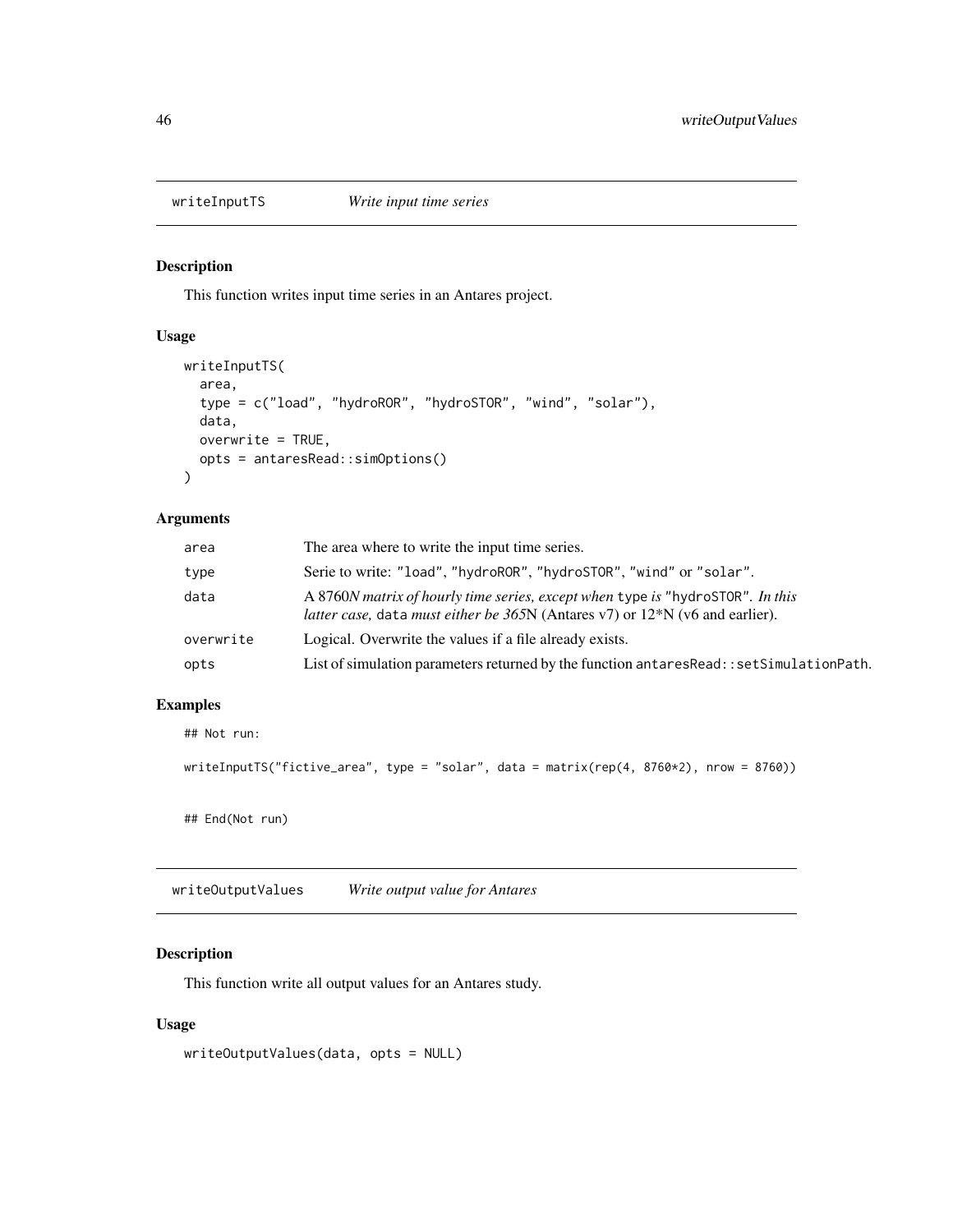## writeInputTS — *Write input time series*

### Description

This function writes input time series in an Antares project.

### Usage

```
writeInputTS(
  area,
  type = c("load", "hydroROR", "hydroSTOR", "wind", "solar"),
  data,
  overwrite = TRUE,
  opts = antaresRead::simOptions()
)
```

### Arguments

| | |
|---|---|
| area | The area where to write the input time series. |
| type | Serie to write: "load", "hydroROR", "hydroSTOR", "wind" or "solar". |
| data | A 8760*N matrix of hourly time series, except when* type *is* "hydroSTOR". *In this latter case,* data *must either be 365*N (Antares v7) or 12*N (v6 and earlier). |
| overwrite | Logical. Overwrite the values if a file already exists. |
| opts | List of simulation parameters returned by the function antaresRead::setSimulationPath. |

### Examples

```
## Not run:

writeInputTS("fictive_area", type = "solar", data = matrix(rep(4, 8760*2), nrow = 8760))


## End(Not run)
```

## writeOutputValues — *Write output value for Antares*

### Description

This function write all output values for an Antares study.

### Usage

```
writeOutputValues(data, opts = NULL)
```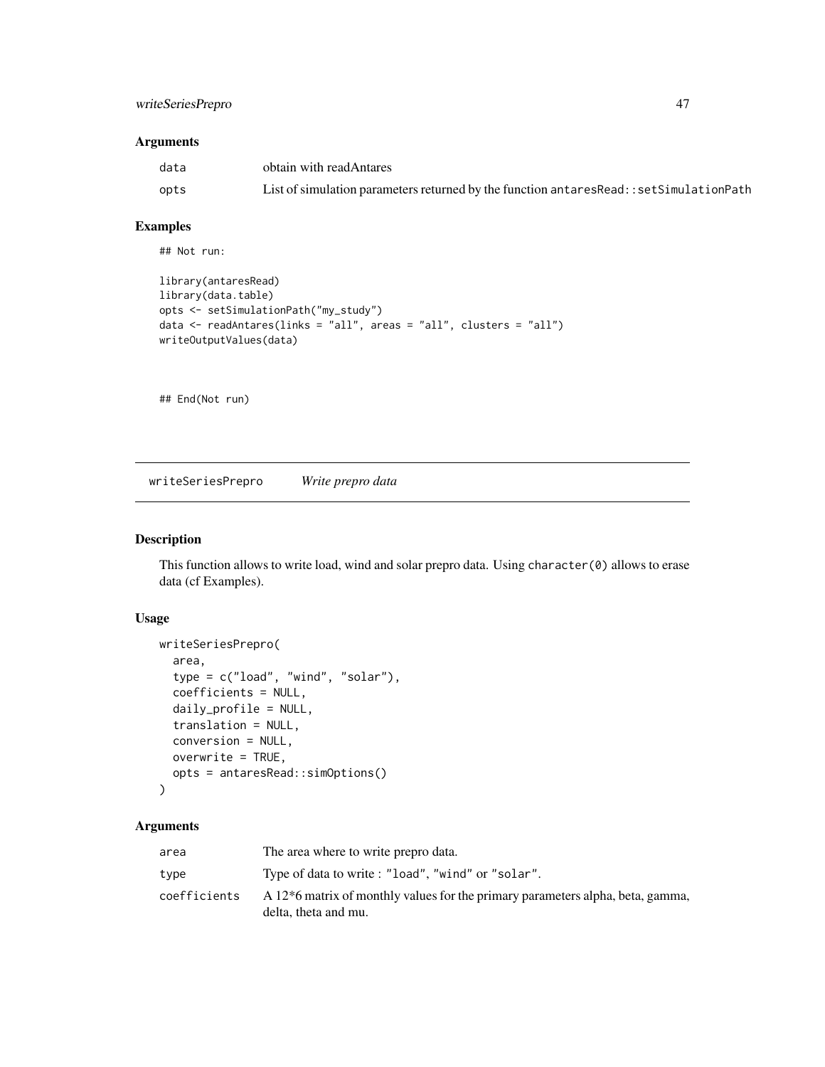### Arguments

| | |
|---|---|
| data | obtain with readAntares |
| opts | List of simulation parameters returned by the function antaresRead::setSimulationPath |

### Examples

```
## Not run:

library(antaresRead)
library(data.table)
opts <- setSimulationPath("my_study")
data <- readAntares(links = "all", areas = "all", clusters = "all")
writeOutputValues(data)


## End(Not run)
```

---

## writeSeriesPrepro    *Write prepro data*

---

### Description

This function allows to write load, wind and solar prepro data. Using character(0) allows to erase data (cf Examples).

### Usage

```
writeSeriesPrepro(
  area,
  type = c("load", "wind", "solar"),
  coefficients = NULL,
  daily_profile = NULL,
  translation = NULL,
  conversion = NULL,
  overwrite = TRUE,
  opts = antaresRead::simOptions()
)
```

### Arguments

| | |
|---|---|
| area | The area where to write prepro data. |
| type | Type of data to write : "load", "wind" or "solar". |
| coefficients | A 12*6 matrix of monthly values for the primary parameters alpha, beta, gamma, delta, theta and mu. |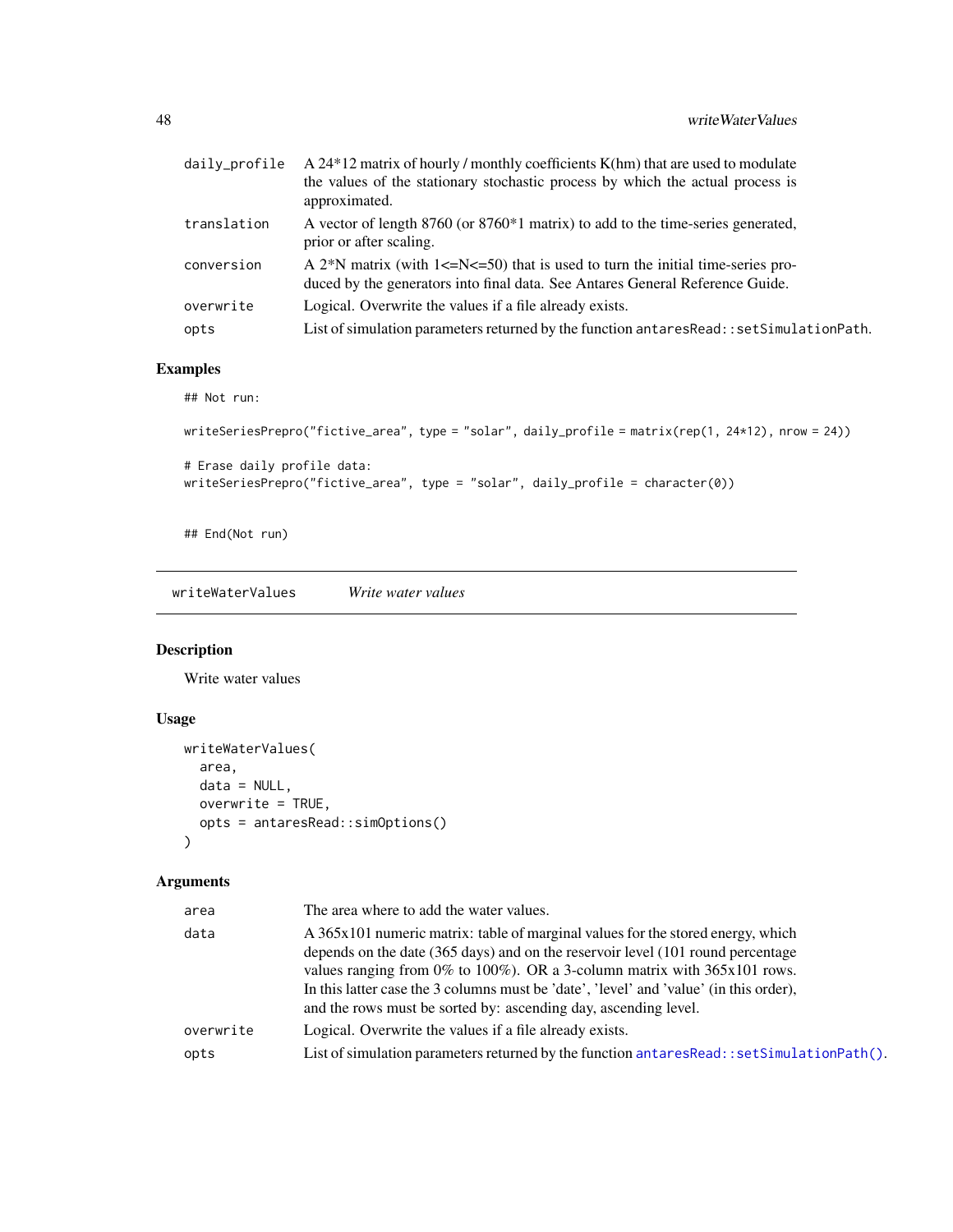| | |
|---|---|
| daily_profile | A 24*12 matrix of hourly / monthly coefficients K(hm) that are used to modulate the values of the stationary stochastic process by which the actual process is approximated. |
| translation | A vector of length 8760 (or 8760*1 matrix) to add to the time-series generated, prior or after scaling. |
| conversion | A 2*N matrix (with 1<=N<=50) that is used to turn the initial time-series produced by the generators into final data. See Antares General Reference Guide. |
| overwrite | Logical. Overwrite the values if a file already exists. |
| opts | List of simulation parameters returned by the function `antaresRead::setSimulationPath`. |

### Examples

```
## Not run:

writeSeriesPrepro("fictive_area", type = "solar", daily_profile = matrix(rep(1, 24*12), nrow = 24))

# Erase daily profile data:
writeSeriesPrepro("fictive_area", type = "solar", daily_profile = character(0))


## End(Not run)
```

---

## writeWaterValues &nbsp;&nbsp;&nbsp; *Write water values*

---

### Description

Write water values

### Usage

```
writeWaterValues(
  area,
  data = NULL,
  overwrite = TRUE,
  opts = antaresRead::simOptions()
)
```

### Arguments

| | |
|---|---|
| area | The area where to add the water values. |
| data | A 365x101 numeric matrix: table of marginal values for the stored energy, which depends on the date (365 days) and on the reservoir level (101 round percentage values ranging from 0% to 100%). OR a 3-column matrix with 365x101 rows. In this latter case the 3 columns must be 'date', 'level' and 'value' (in this order), and the rows must be sorted by: ascending day, ascending level. |
| overwrite | Logical. Overwrite the values if a file already exists. |
| opts | List of simulation parameters returned by the function `antaresRead::setSimulationPath()`. |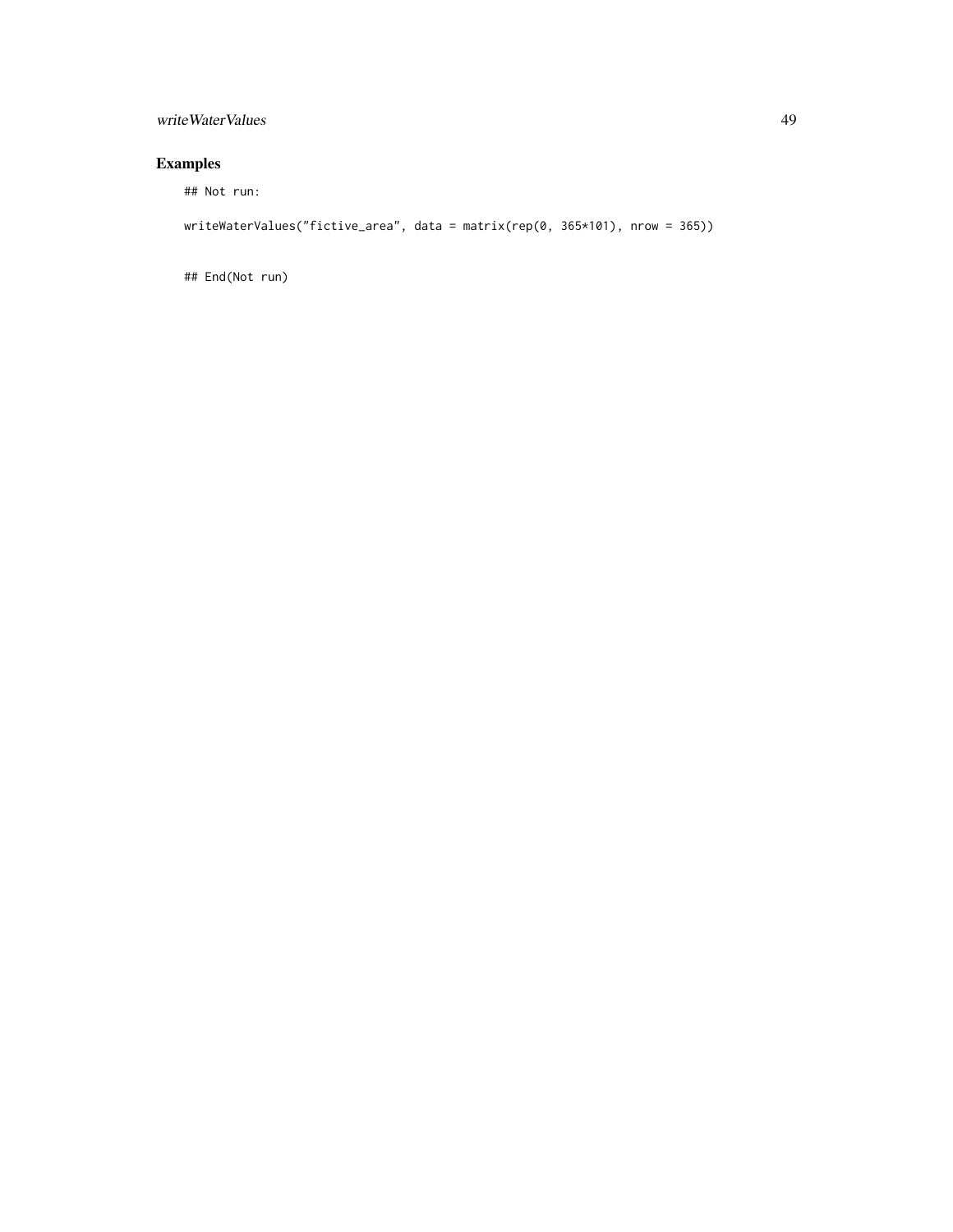# Examples

```
## Not run:

writeWaterValues("fictive_area", data = matrix(rep(0, 365*101), nrow = 365))


## End(Not run)
```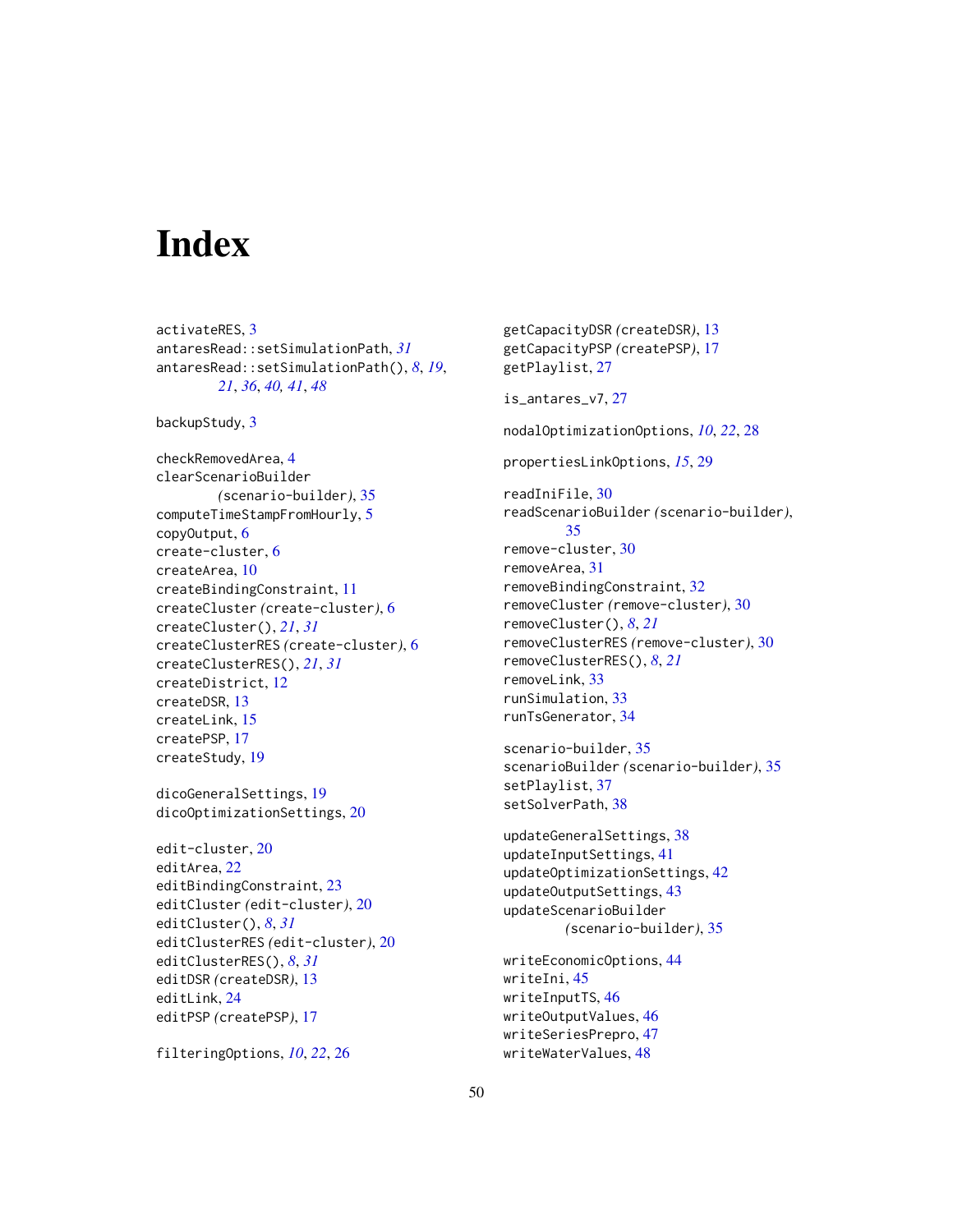# Index

activateRES, 3
antaresRead::setSimulationPath, *31*
antaresRead::setSimulationPath(), *8*, *19*, *21*, *36*, *40*, *41*, *48*

backupStudy, 3

checkRemovedArea, 4
clearScenarioBuilder *(scenario-builder)*, 35
computeTimeStampFromHourly, 5
copyOutput, 6
create-cluster, 6
createArea, 10
createBindingConstraint, 11
createCluster *(create-cluster)*, 6
createCluster(), *21*, *31*
createClusterRES *(create-cluster)*, 6
createClusterRES(), *21*, *31*
createDistrict, 12
createDSR, 13
createLink, 15
createPSP, 17
createStudy, 19

dicoGeneralSettings, 19
dicoOptimizationSettings, 20

edit-cluster, 20
editArea, 22
editBindingConstraint, 23
editCluster *(edit-cluster)*, 20
editCluster(), *8*, *31*
editClusterRES *(edit-cluster)*, 20
editClusterRES(), *8*, *31*
editDSR *(createDSR)*, 13
editLink, 24
editPSP *(createPSP)*, 17

filteringOptions, *10*, *22*, 26

getCapacityDSR *(createDSR)*, 13
getCapacityPSP *(createPSP)*, 17
getPlaylist, 27

is_antares_v7, 27

nodalOptimizationOptions, *10*, *22*, 28

propertiesLinkOptions, *15*, 29

readIniFile, 30
readScenarioBuilder *(scenario-builder)*, 35
remove-cluster, 30
removeArea, 31
removeBindingConstraint, 32
removeCluster *(remove-cluster)*, 30
removeCluster(), *8*, *21*
removeClusterRES *(remove-cluster)*, 30
removeClusterRES(), *8*, *21*
removeLink, 33
runSimulation, 33
runTsGenerator, 34

scenario-builder, 35
scenarioBuilder *(scenario-builder)*, 35
setPlaylist, 37
setSolverPath, 38

updateGeneralSettings, 38
updateInputSettings, 41
updateOptimizationSettings, 42
updateOutputSettings, 43
updateScenarioBuilder *(scenario-builder)*, 35

writeEconomicOptions, 44
writeIni, 45
writeInputTS, 46
writeOutputValues, 46
writeSeriesPrepro, 47
writeWaterValues, 48